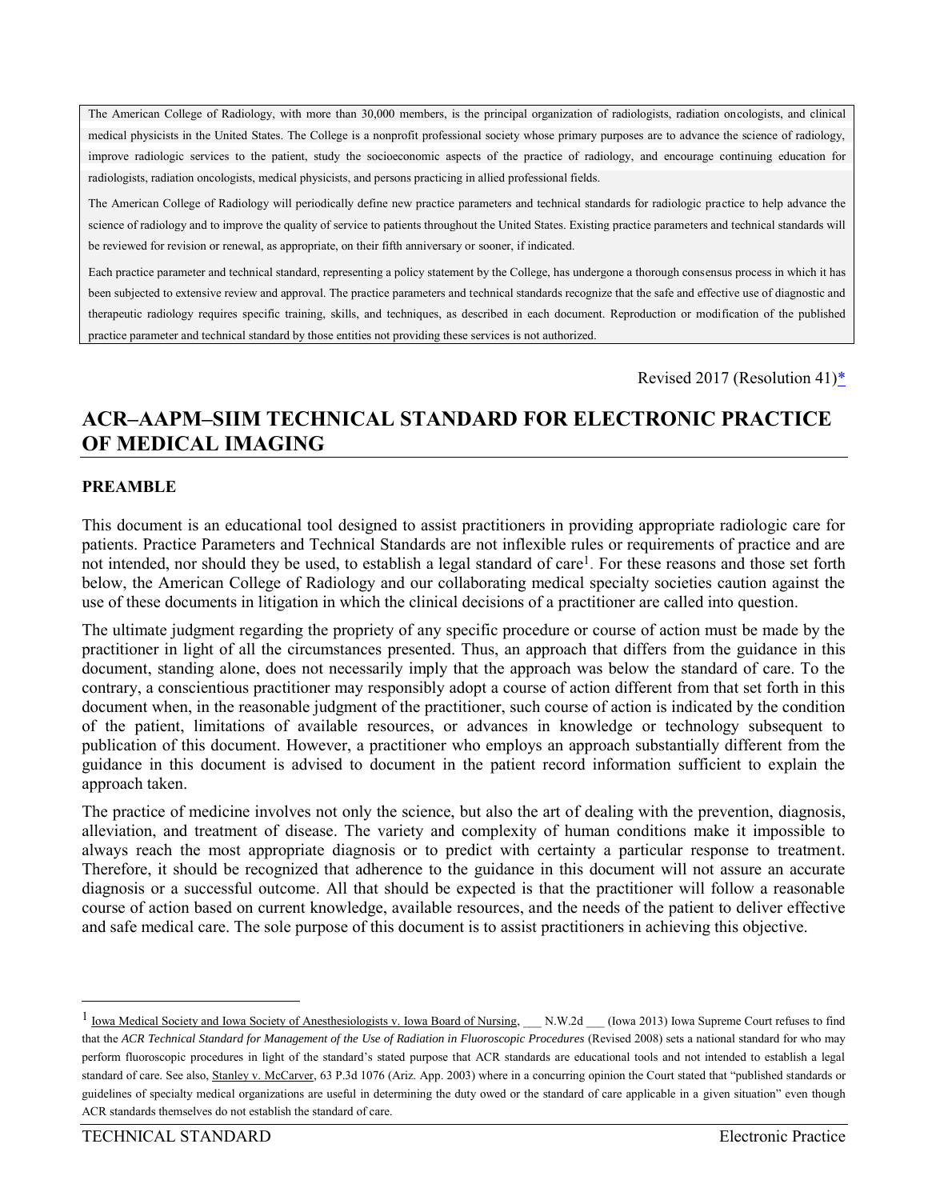The American College of Radiology, with more than 30,000 members, is the principal organization of radiologists, radiation oncologists, and clinical medical physicists in the United States. The College is a nonprofit professional society whose primary purposes are to advance the science of radiology, improve radiologic services to the patient, study the socioeconomic aspects of the practice of radiology, and encourage continuing education for radiologists, radiation oncologists, medical physicists, and persons practicing in allied professional fields.

The American College of Radiology will periodically define new practice parameters and technical standards for radiologic practice to help advance the science of radiology and to improve the quality of service to patients throughout the United States. Existing practice parameters and technical standards will be reviewed for revision or renewal, as appropriate, on their fifth anniversary or sooner, if indicated.

Each practice parameter and technical standard, representing a policy statement by the College, has undergone a thorough consensus process in which it has been subjected to extensive review and approval. The practice parameters and technical standards recognize that the safe and effective use of diagnostic and therapeutic radiology requires specific training, skills, and techniques, as described in each document. Reproduction or modification of the published practice parameter and technical standard by those entities not providing these services is not authorized.

Revised 2017 (Resolution 41)*

# ACR–AAPM–SIIM TECHNICAL STANDARD FOR ELECTRONIC PRACTICE OF MEDICAL IMAGING

**PREAMBLE**

This document is an educational tool designed to assist practitioners in providing appropriate radiologic care for patients. Practice Parameters and Technical Standards are not inflexible rules or requirements of practice and are not intended, nor should they be used, to establish a legal standard of care[1]. For these reasons and those set forth below, the American College of Radiology and our collaborating medical specialty societies caution against the use of these documents in litigation in which the clinical decisions of a practitioner are called into question.

The ultimate judgment regarding the propriety of any specific procedure or course of action must be made by the practitioner in light of all the circumstances presented. Thus, an approach that differs from the guidance in this document, standing alone, does not necessarily imply that the approach was below the standard of care. To the contrary, a conscientious practitioner may responsibly adopt a course of action different from that set forth in this document when, in the reasonable judgment of the practitioner, such course of action is indicated by the condition of the patient, limitations of available resources, or advances in knowledge or technology subsequent to publication of this document. However, a practitioner who employs an approach substantially different from the guidance in this document is advised to document in the patient record information sufficient to explain the approach taken.

The practice of medicine involves not only the science, but also the art of dealing with the prevention, diagnosis, alleviation, and treatment of disease. The variety and complexity of human conditions make it impossible to always reach the most appropriate diagnosis or to predict with certainty a particular response to treatment. Therefore, it should be recognized that adherence to the guidance in this document will not assure an accurate diagnosis or a successful outcome. All that should be expected is that the practitioner will follow a reasonable course of action based on current knowledge, available resources, and the needs of the patient to deliver effective and safe medical care. The sole purpose of this document is to assist practitioners in achieving this objective.

---

[1] Iowa Medical Society and Iowa Society of Anesthesiologists v. Iowa Board of Nursing, ___ N.W.2d ___ (Iowa 2013) Iowa Supreme Court refuses to find that the *ACR Technical Standard for Management of the Use of Radiation in Fluoroscopic Procedures* (Revised 2008) sets a national standard for who may perform fluoroscopic procedures in light of the standard's stated purpose that ACR standards are educational tools and not intended to establish a legal standard of care. See also, Stanley v. McCarver, 63 P.3d 1076 (Ariz. App. 2003) where in a concurring opinion the Court stated that "published standards or guidelines of specialty medical organizations are useful in determining the duty owed or the standard of care applicable in a given situation" even though ACR standards themselves do not establish the standard of care.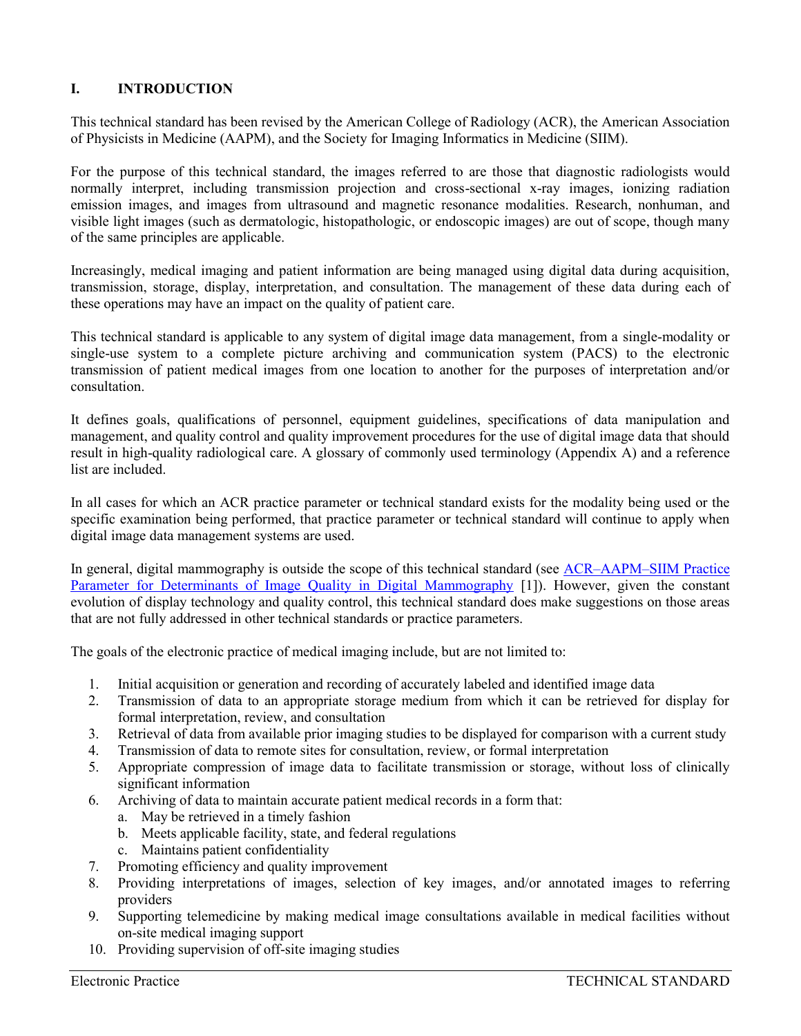## I. INTRODUCTION

This technical standard has been revised by the American College of Radiology (ACR), the American Association of Physicists in Medicine (AAPM), and the Society for Imaging Informatics in Medicine (SIIM).

For the purpose of this technical standard, the images referred to are those that diagnostic radiologists would normally interpret, including transmission projection and cross-sectional x-ray images, ionizing radiation emission images, and images from ultrasound and magnetic resonance modalities. Research, nonhuman, and visible light images (such as dermatologic, histopathologic, or endoscopic images) are out of scope, though many of the same principles are applicable.

Increasingly, medical imaging and patient information are being managed using digital data during acquisition, transmission, storage, display, interpretation, and consultation. The management of these data during each of these operations may have an impact on the quality of patient care.

This technical standard is applicable to any system of digital image data management, from a single-modality or single-use system to a complete picture archiving and communication system (PACS) to the electronic transmission of patient medical images from one location to another for the purposes of interpretation and/or consultation.

It defines goals, qualifications of personnel, equipment guidelines, specifications of data manipulation and management, and quality control and quality improvement procedures for the use of digital image data that should result in high-quality radiological care. A glossary of commonly used terminology (Appendix A) and a reference list are included.

In all cases for which an ACR practice parameter or technical standard exists for the modality being used or the specific examination being performed, that practice parameter or technical standard will continue to apply when digital image data management systems are used.

In general, digital mammography is outside the scope of this technical standard (see ACR–AAPM–SIIM Practice Parameter for Determinants of Image Quality in Digital Mammography [1]). However, given the constant evolution of display technology and quality control, this technical standard does make suggestions on those areas that are not fully addressed in other technical standards or practice parameters.

The goals of the electronic practice of medical imaging include, but are not limited to:

1. Initial acquisition or generation and recording of accurately labeled and identified image data
2. Transmission of data to an appropriate storage medium from which it can be retrieved for display for formal interpretation, review, and consultation
3. Retrieval of data from available prior imaging studies to be displayed for comparison with a current study
4. Transmission of data to remote sites for consultation, review, or formal interpretation
5. Appropriate compression of image data to facilitate transmission or storage, without loss of clinically significant information
6. Archiving of data to maintain accurate patient medical records in a form that:
   a. May be retrieved in a timely fashion
   b. Meets applicable facility, state, and federal regulations
   c. Maintains patient confidentiality
7. Promoting efficiency and quality improvement
8. Providing interpretations of images, selection of key images, and/or annotated images to referring providers
9. Supporting telemedicine by making medical image consultations available in medical facilities without on-site medical imaging support
10. Providing supervision of off-site imaging studies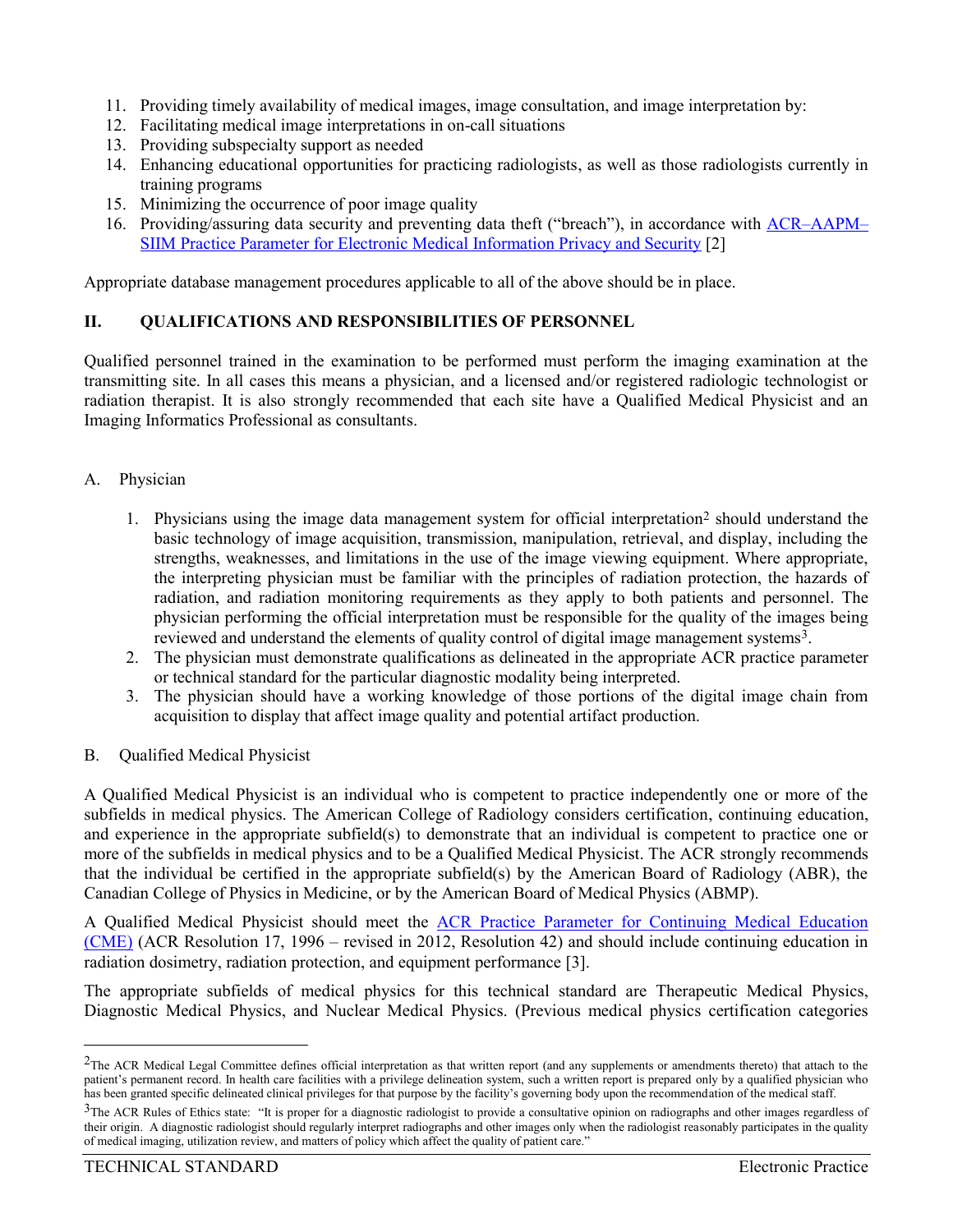11. Providing timely availability of medical images, image consultation, and image interpretation by:
12. Facilitating medical image interpretations in on-call situations
13. Providing subspecialty support as needed
14. Enhancing educational opportunities for practicing radiologists, as well as those radiologists currently in training programs
15. Minimizing the occurrence of poor image quality
16. Providing/assuring data security and preventing data theft ("breach"), in accordance with ACR–AAPM–SIIM Practice Parameter for Electronic Medical Information Privacy and Security [2]

Appropriate database management procedures applicable to all of the above should be in place.

## II. QUALIFICATIONS AND RESPONSIBILITIES OF PERSONNEL

Qualified personnel trained in the examination to be performed must perform the imaging examination at the transmitting site. In all cases this means a physician, and a licensed and/or registered radiologic technologist or radiation therapist. It is also strongly recommended that each site have a Qualified Medical Physicist and an Imaging Informatics Professional as consultants.

### A. Physician

1. Physicians using the image data management system for official interpretation[2] should understand the basic technology of image acquisition, transmission, manipulation, retrieval, and display, including the strengths, weaknesses, and limitations in the use of the image viewing equipment. Where appropriate, the interpreting physician must be familiar with the principles of radiation protection, the hazards of radiation, and radiation monitoring requirements as they apply to both patients and personnel. The physician performing the official interpretation must be responsible for the quality of the images being reviewed and understand the elements of quality control of digital image management systems[3].
2. The physician must demonstrate qualifications as delineated in the appropriate ACR practice parameter or technical standard for the particular diagnostic modality being interpreted.
3. The physician should have a working knowledge of those portions of the digital image chain from acquisition to display that affect image quality and potential artifact production.

### B. Qualified Medical Physicist

A Qualified Medical Physicist is an individual who is competent to practice independently one or more of the subfields in medical physics. The American College of Radiology considers certification, continuing education, and experience in the appropriate subfield(s) to demonstrate that an individual is competent to practice one or more of the subfields in medical physics and to be a Qualified Medical Physicist. The ACR strongly recommends that the individual be certified in the appropriate subfield(s) by the American Board of Radiology (ABR), the Canadian College of Physics in Medicine, or by the American Board of Medical Physics (ABMP).

A Qualified Medical Physicist should meet the ACR Practice Parameter for Continuing Medical Education (CME) (ACR Resolution 17, 1996 – revised in 2012, Resolution 42) and should include continuing education in radiation dosimetry, radiation protection, and equipment performance [3].

The appropriate subfields of medical physics for this technical standard are Therapeutic Medical Physics, Diagnostic Medical Physics, and Nuclear Medical Physics. (Previous medical physics certification categories

---

[2] The ACR Medical Legal Committee defines official interpretation as that written report (and any supplements or amendments thereto) that attach to the patient's permanent record. In health care facilities with a privilege delineation system, such a written report is prepared only by a qualified physician who has been granted specific delineated clinical privileges for that purpose by the facility's governing body upon the recommendation of the medical staff.

[3] The ACR Rules of Ethics state: "It is proper for a diagnostic radiologist to provide a consultative opinion on radiographs and other images regardless of their origin. A diagnostic radiologist should regularly interpret radiographs and other images only when the radiologist reasonably participates in the quality of medical imaging, utilization review, and matters of policy which affect the quality of patient care."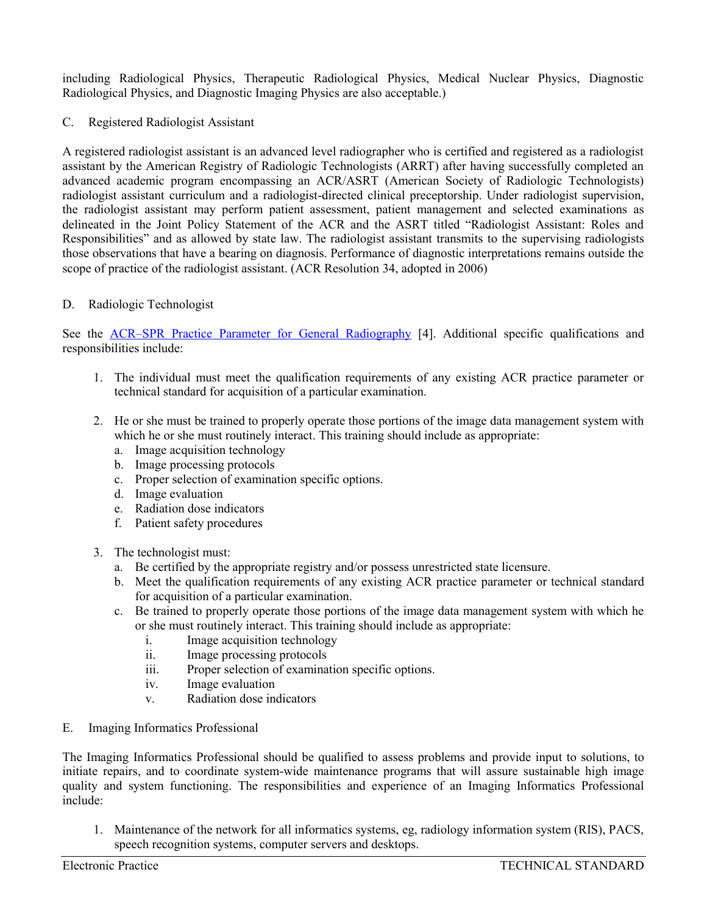including Radiological Physics, Therapeutic Radiological Physics, Medical Nuclear Physics, Diagnostic Radiological Physics, and Diagnostic Imaging Physics are also acceptable.)

### C. Registered Radiologist Assistant

A registered radiologist assistant is an advanced level radiographer who is certified and registered as a radiologist assistant by the American Registry of Radiologic Technologists (ARRT) after having successfully completed an advanced academic program encompassing an ACR/ASRT (American Society of Radiologic Technologists) radiologist assistant curriculum and a radiologist-directed clinical preceptorship. Under radiologist supervision, the radiologist assistant may perform patient assessment, patient management and selected examinations as delineated in the Joint Policy Statement of the ACR and the ASRT titled "Radiologist Assistant: Roles and Responsibilities" and as allowed by state law. The radiologist assistant transmits to the supervising radiologists those observations that have a bearing on diagnosis. Performance of diagnostic interpretations remains outside the scope of practice of the radiologist assistant. (ACR Resolution 34, adopted in 2006)

### D. Radiologic Technologist

See the ACR–SPR Practice Parameter for General Radiography [4]. Additional specific qualifications and responsibilities include:

1. The individual must meet the qualification requirements of any existing ACR practice parameter or technical standard for acquisition of a particular examination.

2. He or she must be trained to properly operate those portions of the image data management system with which he or she must routinely interact. This training should include as appropriate:
   a. Image acquisition technology
   b. Image processing protocols
   c. Proper selection of examination specific options.
   d. Image evaluation
   e. Radiation dose indicators
   f. Patient safety procedures

3. The technologist must:
   a. Be certified by the appropriate registry and/or possess unrestricted state licensure.
   b. Meet the qualification requirements of any existing ACR practice parameter or technical standard for acquisition of a particular examination.
   c. Be trained to properly operate those portions of the image data management system with which he or she must routinely interact. This training should include as appropriate:
      i. Image acquisition technology
      ii. Image processing protocols
      iii. Proper selection of examination specific options.
      iv. Image evaluation
      v. Radiation dose indicators

### E. Imaging Informatics Professional

The Imaging Informatics Professional should be qualified to assess problems and provide input to solutions, to initiate repairs, and to coordinate system-wide maintenance programs that will assure sustainable high image quality and system functioning. The responsibilities and experience of an Imaging Informatics Professional include:

1. Maintenance of the network for all informatics systems, eg, radiology information system (RIS), PACS, speech recognition systems, computer servers and desktops.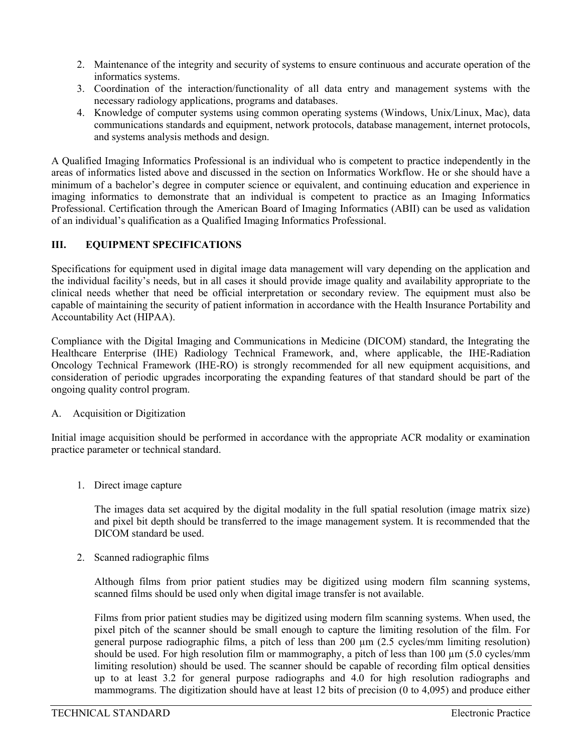2. Maintenance of the integrity and security of systems to ensure continuous and accurate operation of the informatics systems.
3. Coordination of the interaction/functionality of all data entry and management systems with the necessary radiology applications, programs and databases.
4. Knowledge of computer systems using common operating systems (Windows, Unix/Linux, Mac), data communications standards and equipment, network protocols, database management, internet protocols, and systems analysis methods and design.

A Qualified Imaging Informatics Professional is an individual who is competent to practice independently in the areas of informatics listed above and discussed in the section on Informatics Workflow. He or she should have a minimum of a bachelor's degree in computer science or equivalent, and continuing education and experience in imaging informatics to demonstrate that an individual is competent to practice as an Imaging Informatics Professional. Certification through the American Board of Imaging Informatics (ABII) can be used as validation of an individual's qualification as a Qualified Imaging Informatics Professional.

## III. EQUIPMENT SPECIFICATIONS

Specifications for equipment used in digital image data management will vary depending on the application and the individual facility's needs, but in all cases it should provide image quality and availability appropriate to the clinical needs whether that need be official interpretation or secondary review. The equipment must also be capable of maintaining the security of patient information in accordance with the Health Insurance Portability and Accountability Act (HIPAA).

Compliance with the Digital Imaging and Communications in Medicine (DICOM) standard, the Integrating the Healthcare Enterprise (IHE) Radiology Technical Framework, and, where applicable, the IHE-Radiation Oncology Technical Framework (IHE-RO) is strongly recommended for all new equipment acquisitions, and consideration of periodic upgrades incorporating the expanding features of that standard should be part of the ongoing quality control program.

### A. Acquisition or Digitization

Initial image acquisition should be performed in accordance with the appropriate ACR modality or examination practice parameter or technical standard.

1. Direct image capture

   The images data set acquired by the digital modality in the full spatial resolution (image matrix size) and pixel bit depth should be transferred to the image management system. It is recommended that the DICOM standard be used.

2. Scanned radiographic films

   Although films from prior patient studies may be digitized using modern film scanning systems, scanned films should be used only when digital image transfer is not available.

   Films from prior patient studies may be digitized using modern film scanning systems. When used, the pixel pitch of the scanner should be small enough to capture the limiting resolution of the film. For general purpose radiographic films, a pitch of less than 200 μm (2.5 cycles/mm limiting resolution) should be used. For high resolution film or mammography, a pitch of less than 100 μm (5.0 cycles/mm limiting resolution) should be used. The scanner should be capable of recording film optical densities up to at least 3.2 for general purpose radiographs and 4.0 for high resolution radiographs and mammograms. The digitization should have at least 12 bits of precision (0 to 4,095) and produce either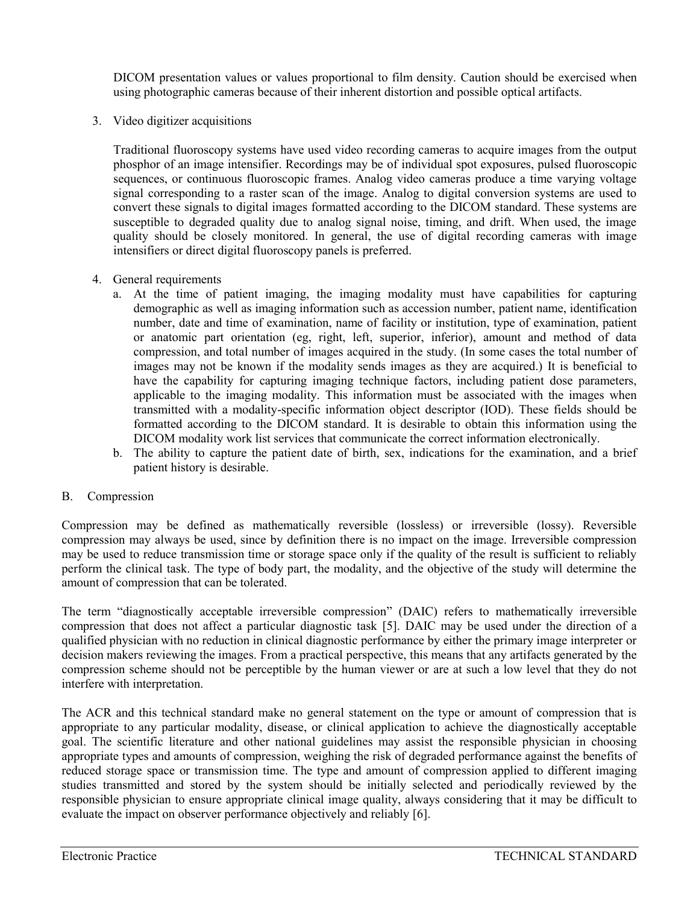DICOM presentation values or values proportional to film density. Caution should be exercised when using photographic cameras because of their inherent distortion and possible optical artifacts.

3. Video digitizer acquisitions

   Traditional fluoroscopy systems have used video recording cameras to acquire images from the output phosphor of an image intensifier. Recordings may be of individual spot exposures, pulsed fluoroscopic sequences, or continuous fluoroscopic frames. Analog video cameras produce a time varying voltage signal corresponding to a raster scan of the image. Analog to digital conversion systems are used to convert these signals to digital images formatted according to the DICOM standard. These systems are susceptible to degraded quality due to analog signal noise, timing, and drift. When used, the image quality should be closely monitored. In general, the use of digital recording cameras with image intensifiers or direct digital fluoroscopy panels is preferred.

4. General requirements
   a. At the time of patient imaging, the imaging modality must have capabilities for capturing demographic as well as imaging information such as accession number, patient name, identification number, date and time of examination, name of facility or institution, type of examination, patient or anatomic part orientation (eg, right, left, superior, inferior), amount and method of data compression, and total number of images acquired in the study. (In some cases the total number of images may not be known if the modality sends images as they are acquired.) It is beneficial to have the capability for capturing imaging technique factors, including patient dose parameters, applicable to the imaging modality. This information must be associated with the images when transmitted with a modality-specific information object descriptor (IOD). These fields should be formatted according to the DICOM standard. It is desirable to obtain this information using the DICOM modality work list services that communicate the correct information electronically.
   b. The ability to capture the patient date of birth, sex, indications for the examination, and a brief patient history is desirable.

B. Compression

Compression may be defined as mathematically reversible (lossless) or irreversible (lossy). Reversible compression may always be used, since by definition there is no impact on the image. Irreversible compression may be used to reduce transmission time or storage space only if the quality of the result is sufficient to reliably perform the clinical task. The type of body part, the modality, and the objective of the study will determine the amount of compression that can be tolerated.

The term "diagnostically acceptable irreversible compression" (DAIC) refers to mathematically irreversible compression that does not affect a particular diagnostic task [5]. DAIC may be used under the direction of a qualified physician with no reduction in clinical diagnostic performance by either the primary image interpreter or decision makers reviewing the images. From a practical perspective, this means that any artifacts generated by the compression scheme should not be perceptible by the human viewer or are at such a low level that they do not interfere with interpretation.

The ACR and this technical standard make no general statement on the type or amount of compression that is appropriate to any particular modality, disease, or clinical application to achieve the diagnostically acceptable goal. The scientific literature and other national guidelines may assist the responsible physician in choosing appropriate types and amounts of compression, weighing the risk of degraded performance against the benefits of reduced storage space or transmission time. The type and amount of compression applied to different imaging studies transmitted and stored by the system should be initially selected and periodically reviewed by the responsible physician to ensure appropriate clinical image quality, always considering that it may be difficult to evaluate the impact on observer performance objectively and reliably [6].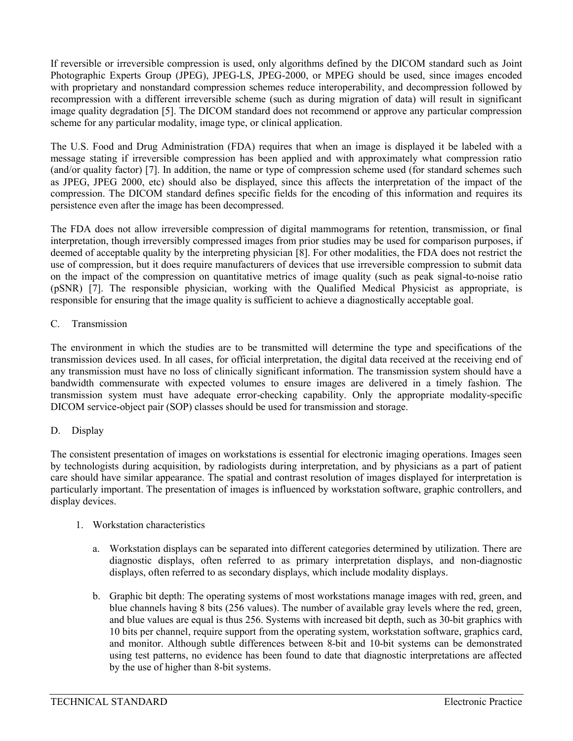If reversible or irreversible compression is used, only algorithms defined by the DICOM standard such as Joint Photographic Experts Group (JPEG), JPEG-LS, JPEG-2000, or MPEG should be used, since images encoded with proprietary and nonstandard compression schemes reduce interoperability, and decompression followed by recompression with a different irreversible scheme (such as during migration of data) will result in significant image quality degradation [5]. The DICOM standard does not recommend or approve any particular compression scheme for any particular modality, image type, or clinical application.

The U.S. Food and Drug Administration (FDA) requires that when an image is displayed it be labeled with a message stating if irreversible compression has been applied and with approximately what compression ratio (and/or quality factor) [7]. In addition, the name or type of compression scheme used (for standard schemes such as JPEG, JPEG 2000, etc) should also be displayed, since this affects the interpretation of the impact of the compression. The DICOM standard defines specific fields for the encoding of this information and requires its persistence even after the image has been decompressed.

The FDA does not allow irreversible compression of digital mammograms for retention, transmission, or final interpretation, though irreversibly compressed images from prior studies may be used for comparison purposes, if deemed of acceptable quality by the interpreting physician [8]. For other modalities, the FDA does not restrict the use of compression, but it does require manufacturers of devices that use irreversible compression to submit data on the impact of the compression on quantitative metrics of image quality (such as peak signal-to-noise ratio (pSNR) [7]. The responsible physician, working with the Qualified Medical Physicist as appropriate, is responsible for ensuring that the image quality is sufficient to achieve a diagnostically acceptable goal.

### C. Transmission

The environment in which the studies are to be transmitted will determine the type and specifications of the transmission devices used. In all cases, for official interpretation, the digital data received at the receiving end of any transmission must have no loss of clinically significant information. The transmission system should have a bandwidth commensurate with expected volumes to ensure images are delivered in a timely fashion. The transmission system must have adequate error-checking capability. Only the appropriate modality-specific DICOM service-object pair (SOP) classes should be used for transmission and storage.

### D. Display

The consistent presentation of images on workstations is essential for electronic imaging operations. Images seen by technologists during acquisition, by radiologists during interpretation, and by physicians as a part of patient care should have similar appearance. The spatial and contrast resolution of images displayed for interpretation is particularly important. The presentation of images is influenced by workstation software, graphic controllers, and display devices.

1. Workstation characteristics

   a. Workstation displays can be separated into different categories determined by utilization. There are diagnostic displays, often referred to as primary interpretation displays, and non-diagnostic displays, often referred to as secondary displays, which include modality displays.

   b. Graphic bit depth: The operating systems of most workstations manage images with red, green, and blue channels having 8 bits (256 values). The number of available gray levels where the red, green, and blue values are equal is thus 256. Systems with increased bit depth, such as 30-bit graphics with 10 bits per channel, require support from the operating system, workstation software, graphics card, and monitor. Although subtle differences between 8-bit and 10-bit systems can be demonstrated using test patterns, no evidence has been found to date that diagnostic interpretations are affected by the use of higher than 8-bit systems.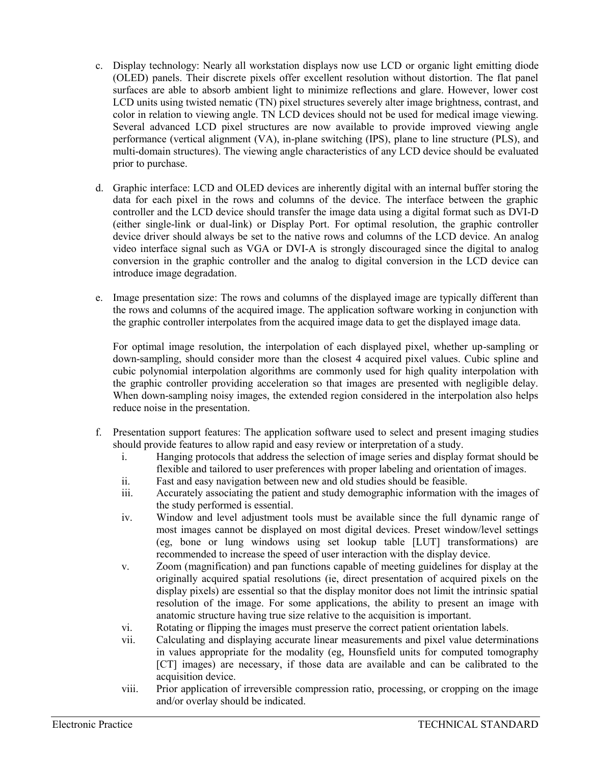c. Display technology: Nearly all workstation displays now use LCD or organic light emitting diode (OLED) panels. Their discrete pixels offer excellent resolution without distortion. The flat panel surfaces are able to absorb ambient light to minimize reflections and glare. However, lower cost LCD units using twisted nematic (TN) pixel structures severely alter image brightness, contrast, and color in relation to viewing angle. TN LCD devices should not be used for medical image viewing. Several advanced LCD pixel structures are now available to provide improved viewing angle performance (vertical alignment (VA), in-plane switching (IPS), plane to line structure (PLS), and multi-domain structures). The viewing angle characteristics of any LCD device should be evaluated prior to purchase.

d. Graphic interface: LCD and OLED devices are inherently digital with an internal buffer storing the data for each pixel in the rows and columns of the device. The interface between the graphic controller and the LCD device should transfer the image data using a digital format such as DVI-D (either single-link or dual-link) or Display Port. For optimal resolution, the graphic controller device driver should always be set to the native rows and columns of the LCD device. An analog video interface signal such as VGA or DVI-A is strongly discouraged since the digital to analog conversion in the graphic controller and the analog to digital conversion in the LCD device can introduce image degradation.

e. Image presentation size: The rows and columns of the displayed image are typically different than the rows and columns of the acquired image. The application software working in conjunction with the graphic controller interpolates from the acquired image data to get the displayed image data.

   For optimal image resolution, the interpolation of each displayed pixel, whether up-sampling or down-sampling, should consider more than the closest 4 acquired pixel values. Cubic spline and cubic polynomial interpolation algorithms are commonly used for high quality interpolation with the graphic controller providing acceleration so that images are presented with negligible delay. When down-sampling noisy images, the extended region considered in the interpolation also helps reduce noise in the presentation.

f. Presentation support features: The application software used to select and present imaging studies should provide features to allow rapid and easy review or interpretation of a study.
   i. Hanging protocols that address the selection of image series and display format should be flexible and tailored to user preferences with proper labeling and orientation of images.
   ii. Fast and easy navigation between new and old studies should be feasible.
   iii. Accurately associating the patient and study demographic information with the images of the study performed is essential.
   iv. Window and level adjustment tools must be available since the full dynamic range of most images cannot be displayed on most digital devices. Preset window/level settings (eg, bone or lung windows using set lookup table [LUT] transformations) are recommended to increase the speed of user interaction with the display device.
   v. Zoom (magnification) and pan functions capable of meeting guidelines for display at the originally acquired spatial resolutions (ie, direct presentation of acquired pixels on the display pixels) are essential so that the display monitor does not limit the intrinsic spatial resolution of the image. For some applications, the ability to present an image with anatomic structure having true size relative to the acquisition is important.
   vi. Rotating or flipping the images must preserve the correct patient orientation labels.
   vii. Calculating and displaying accurate linear measurements and pixel value determinations in values appropriate for the modality (eg, Hounsfield units for computed tomography [CT] images) are necessary, if those data are available and can be calibrated to the acquisition device.
   viii. Prior application of irreversible compression ratio, processing, or cropping on the image and/or overlay should be indicated.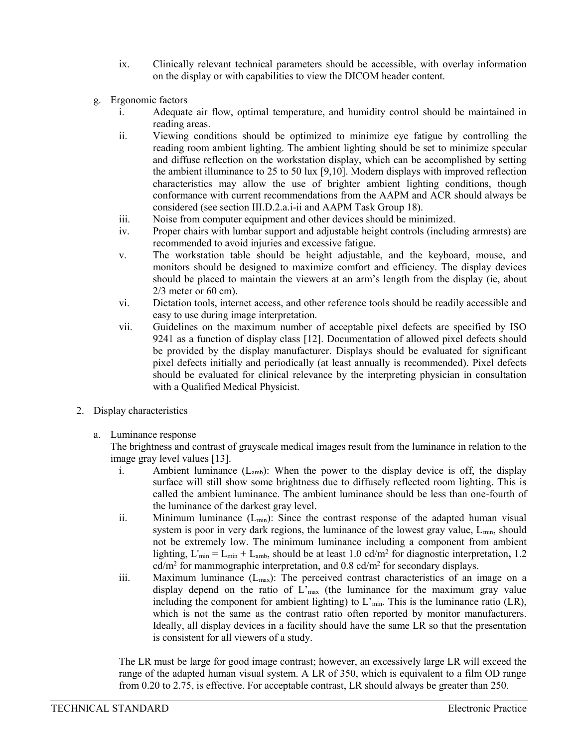ix. Clinically relevant technical parameters should be accessible, with overlay information on the display or with capabilities to view the DICOM header content.

g. Ergonomic factors

i. Adequate air flow, optimal temperature, and humidity control should be maintained in reading areas.

ii. Viewing conditions should be optimized to minimize eye fatigue by controlling the reading room ambient lighting. The ambient lighting should be set to minimize specular and diffuse reflection on the workstation display, which can be accomplished by setting the ambient illuminance to 25 to 50 lux [9,10]. Modern displays with improved reflection characteristics may allow the use of brighter ambient lighting conditions, though conformance with current recommendations from the AAPM and ACR should always be considered (see section III.D.2.a.i-ii and AAPM Task Group 18).

iii. Noise from computer equipment and other devices should be minimized.

iv. Proper chairs with lumbar support and adjustable height controls (including armrests) are recommended to avoid injuries and excessive fatigue.

v. The workstation table should be height adjustable, and the keyboard, mouse, and monitors should be designed to maximize comfort and efficiency. The display devices should be placed to maintain the viewers at an arm's length from the display (ie, about 2/3 meter or 60 cm).

vi. Dictation tools, internet access, and other reference tools should be readily accessible and easy to use during image interpretation.

vii. Guidelines on the maximum number of acceptable pixel defects are specified by ISO 9241 as a function of display class [12]. Documentation of allowed pixel defects should be provided by the display manufacturer. Displays should be evaluated for significant pixel defects initially and periodically (at least annually is recommended). Pixel defects should be evaluated for clinical relevance by the interpreting physician in consultation with a Qualified Medical Physicist.

2. Display characteristics

a. Luminance response

The brightness and contrast of grayscale medical images result from the luminance in relation to the image gray level values [13].

i. Ambient luminance ($L_{amb}$): When the power to the display device is off, the display surface will still show some brightness due to diffusely reflected room lighting. This is called the ambient luminance. The ambient luminance should be less than one-fourth of the luminance of the darkest gray level.

ii. Minimum luminance ($L_{min}$): Since the contrast response of the adapted human visual system is poor in very dark regions, the luminance of the lowest gray value, $L_{min}$, should not be extremely low. The minimum luminance including a component from ambient lighting, $L'_{min} = L_{min} + L_{amb}$, should be at least 1.0 cd/m$^2$ for diagnostic interpretation**,** 1.2 cd/m$^2$ for mammographic interpretation, and 0.8 cd/m$^2$ for secondary displays.

iii. Maximum luminance ($L_{max}$): The perceived contrast characteristics of an image on a display depend on the ratio of $L'_{max}$ (the luminance for the maximum gray value including the component for ambient lighting) to $L'_{min}$. This is the luminance ratio (LR), which is not the same as the contrast ratio often reported by monitor manufacturers. Ideally, all display devices in a facility should have the same LR so that the presentation is consistent for all viewers of a study.

The LR must be large for good image contrast; however, an excessively large LR will exceed the range of the adapted human visual system. A LR of 350, which is equivalent to a film OD range from 0.20 to 2.75, is effective. For acceptable contrast, LR should always be greater than 250.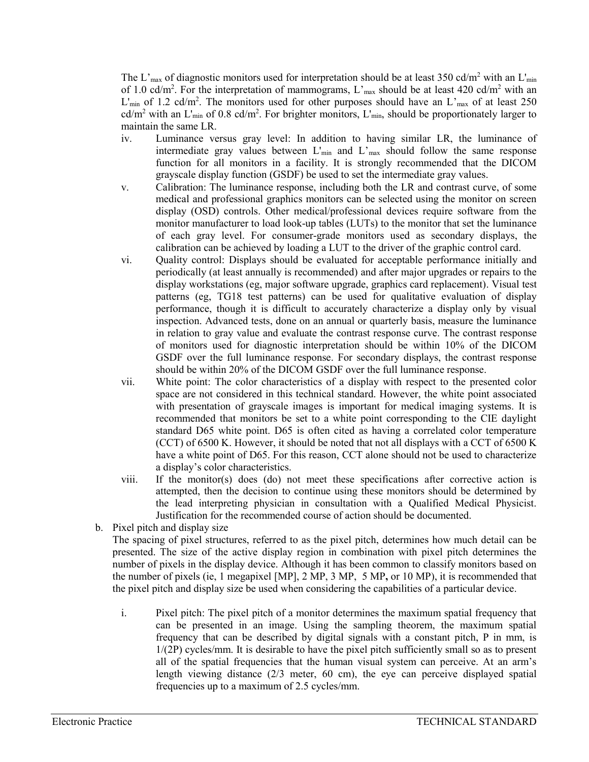The $L'_{max}$ of diagnostic monitors used for interpretation should be at least 350 cd/m$^2$ with an $L'_{min}$ of 1.0 cd/m$^2$. For the interpretation of mammograms, $L'_{max}$ should be at least 420 cd/m$^2$ with an $L'_{min}$ of 1.2 cd/m$^2$. The monitors used for other purposes should have an $L'_{max}$ of at least 250 cd/m$^2$ with an $L'_{min}$ of 0.8 cd/m$^2$. For brighter monitors, $L'_{min}$, should be proportionately larger to maintain the same LR.

iv. Luminance versus gray level: In addition to having similar LR, the luminance of intermediate gray values between $L'_{min}$ and $L'_{max}$ should follow the same response function for all monitors in a facility. It is strongly recommended that the DICOM grayscale display function (GSDF) be used to set the intermediate gray values.

v. Calibration: The luminance response, including both the LR and contrast curve, of some medical and professional graphics monitors can be selected using the monitor on screen display (OSD) controls. Other medical/professional devices require software from the monitor manufacturer to load look-up tables (LUTs) to the monitor that set the luminance of each gray level. For consumer-grade monitors used as secondary displays, the calibration can be achieved by loading a LUT to the driver of the graphic control card.

vi. Quality control: Displays should be evaluated for acceptable performance initially and periodically (at least annually is recommended) and after major upgrades or repairs to the display workstations (eg, major software upgrade, graphics card replacement). Visual test patterns (eg, TG18 test patterns) can be used for qualitative evaluation of display performance, though it is difficult to accurately characterize a display only by visual inspection. Advanced tests, done on an annual or quarterly basis, measure the luminance in relation to gray value and evaluate the contrast response curve. The contrast response of monitors used for diagnostic interpretation should be within 10% of the DICOM GSDF over the full luminance response. For secondary displays, the contrast response should be within 20% of the DICOM GSDF over the full luminance response.

vii. White point: The color characteristics of a display with respect to the presented color space are not considered in this technical standard. However, the white point associated with presentation of grayscale images is important for medical imaging systems. It is recommended that monitors be set to a white point corresponding to the CIE daylight standard D65 white point. D65 is often cited as having a correlated color temperature (CCT) of 6500 K. However, it should be noted that not all displays with a CCT of 6500 K have a white point of D65. For this reason, CCT alone should not be used to characterize a display's color characteristics.

viii. If the monitor(s) does (do) not meet these specifications after corrective action is attempted, then the decision to continue using these monitors should be determined by the lead interpreting physician in consultation with a Qualified Medical Physicist. Justification for the recommended course of action should be documented.

b. Pixel pitch and display size

The spacing of pixel structures, referred to as the pixel pitch, determines how much detail can be presented. The size of the active display region in combination with pixel pitch determines the number of pixels in the display device. Although it has been common to classify monitors based on the number of pixels (ie, 1 megapixel [MP], 2 MP, 3 MP, 5 MP, or 10 MP), it is recommended that the pixel pitch and display size be used when considering the capabilities of a particular device.

i. Pixel pitch: The pixel pitch of a monitor determines the maximum spatial frequency that can be presented in an image. Using the sampling theorem, the maximum spatial frequency that can be described by digital signals with a constant pitch, P in mm, is $1/(2P)$ cycles/mm. It is desirable to have the pixel pitch sufficiently small so as to present all of the spatial frequencies that the human visual system can perceive. At an arm's length viewing distance (2/3 meter, 60 cm), the eye can perceive displayed spatial frequencies up to a maximum of 2.5 cycles/mm.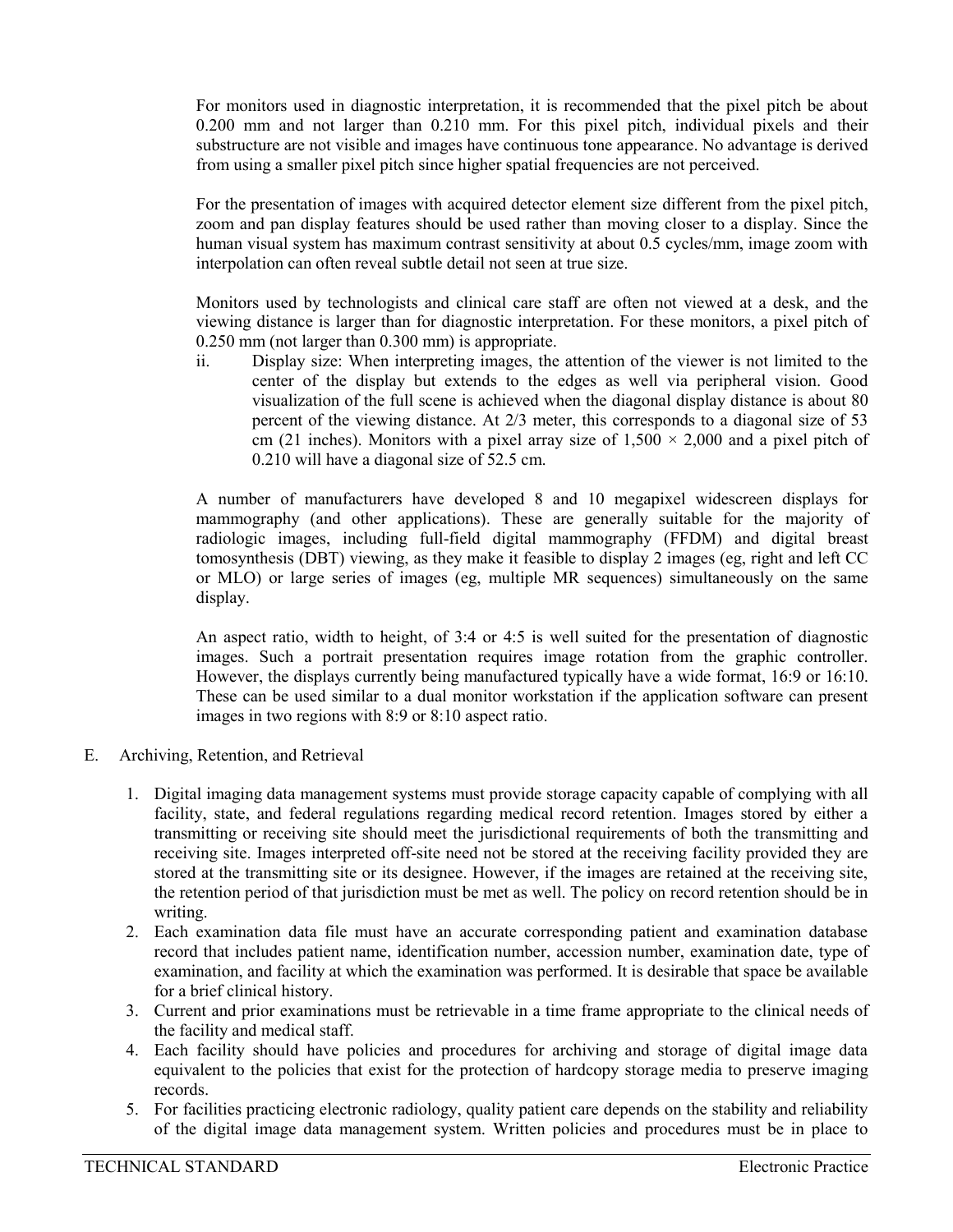For monitors used in diagnostic interpretation, it is recommended that the pixel pitch be about 0.200 mm and not larger than 0.210 mm. For this pixel pitch, individual pixels and their substructure are not visible and images have continuous tone appearance. No advantage is derived from using a smaller pixel pitch since higher spatial frequencies are not perceived.

For the presentation of images with acquired detector element size different from the pixel pitch, zoom and pan display features should be used rather than moving closer to a display. Since the human visual system has maximum contrast sensitivity at about 0.5 cycles/mm, image zoom with interpolation can often reveal subtle detail not seen at true size.

Monitors used by technologists and clinical care staff are often not viewed at a desk, and the viewing distance is larger than for diagnostic interpretation. For these monitors, a pixel pitch of 0.250 mm (not larger than 0.300 mm) is appropriate.

ii. Display size: When interpreting images, the attention of the viewer is not limited to the center of the display but extends to the edges as well via peripheral vision. Good visualization of the full scene is achieved when the diagonal display distance is about 80 percent of the viewing distance. At 2/3 meter, this corresponds to a diagonal size of 53 cm (21 inches). Monitors with a pixel array size of 1,500 × 2,000 and a pixel pitch of 0.210 will have a diagonal size of 52.5 cm.

A number of manufacturers have developed 8 and 10 megapixel widescreen displays for mammography (and other applications). These are generally suitable for the majority of radiologic images, including full-field digital mammography (FFDM) and digital breast tomosynthesis (DBT) viewing, as they make it feasible to display 2 images (eg, right and left CC or MLO) or large series of images (eg, multiple MR sequences) simultaneously on the same display.

An aspect ratio, width to height, of 3:4 or 4:5 is well suited for the presentation of diagnostic images. Such a portrait presentation requires image rotation from the graphic controller. However, the displays currently being manufactured typically have a wide format, 16:9 or 16:10. These can be used similar to a dual monitor workstation if the application software can present images in two regions with 8:9 or 8:10 aspect ratio.

E. Archiving, Retention, and Retrieval

1. Digital imaging data management systems must provide storage capacity capable of complying with all facility, state, and federal regulations regarding medical record retention. Images stored by either a transmitting or receiving site should meet the jurisdictional requirements of both the transmitting and receiving site. Images interpreted off-site need not be stored at the receiving facility provided they are stored at the transmitting site or its designee. However, if the images are retained at the receiving site, the retention period of that jurisdiction must be met as well. The policy on record retention should be in writing.
2. Each examination data file must have an accurate corresponding patient and examination database record that includes patient name, identification number, accession number, examination date, type of examination, and facility at which the examination was performed. It is desirable that space be available for a brief clinical history.
3. Current and prior examinations must be retrievable in a time frame appropriate to the clinical needs of the facility and medical staff.
4. Each facility should have policies and procedures for archiving and storage of digital image data equivalent to the policies that exist for the protection of hardcopy storage media to preserve imaging records.
5. For facilities practicing electronic radiology, quality patient care depends on the stability and reliability of the digital image data management system. Written policies and procedures must be in place to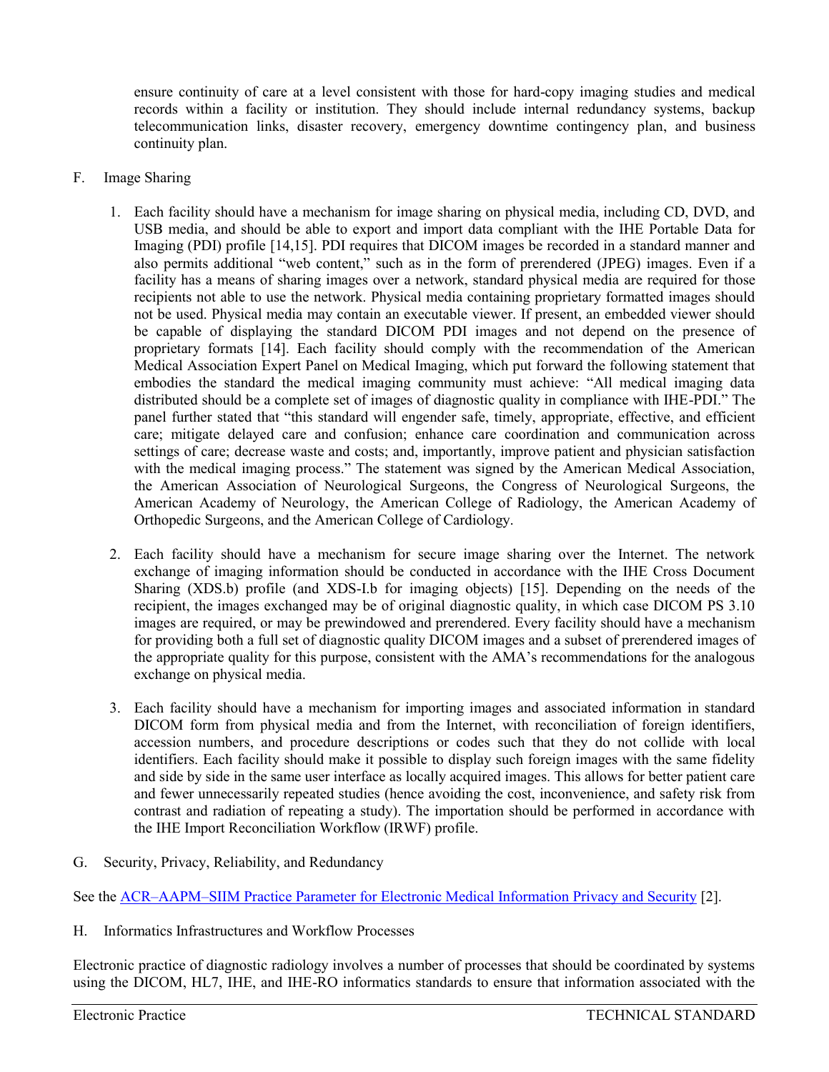ensure continuity of care at a level consistent with those for hard-copy imaging studies and medical records within a facility or institution. They should include internal redundancy systems, backup telecommunication links, disaster recovery, emergency downtime contingency plan, and business continuity plan.

F. Image Sharing

1. Each facility should have a mechanism for image sharing on physical media, including CD, DVD, and USB media, and should be able to export and import data compliant with the IHE Portable Data for Imaging (PDI) profile [14,15]. PDI requires that DICOM images be recorded in a standard manner and also permits additional "web content," such as in the form of prerendered (JPEG) images. Even if a facility has a means of sharing images over a network, standard physical media are required for those recipients not able to use the network. Physical media containing proprietary formatted images should not be used. Physical media may contain an executable viewer. If present, an embedded viewer should be capable of displaying the standard DICOM PDI images and not depend on the presence of proprietary formats [14]. Each facility should comply with the recommendation of the American Medical Association Expert Panel on Medical Imaging, which put forward the following statement that embodies the standard the medical imaging community must achieve: "All medical imaging data distributed should be a complete set of images of diagnostic quality in compliance with IHE-PDI." The panel further stated that "this standard will engender safe, timely, appropriate, effective, and efficient care; mitigate delayed care and confusion; enhance care coordination and communication across settings of care; decrease waste and costs; and, importantly, improve patient and physician satisfaction with the medical imaging process." The statement was signed by the American Medical Association, the American Association of Neurological Surgeons, the Congress of Neurological Surgeons, the American Academy of Neurology, the American College of Radiology, the American Academy of Orthopedic Surgeons, and the American College of Cardiology.

2. Each facility should have a mechanism for secure image sharing over the Internet. The network exchange of imaging information should be conducted in accordance with the IHE Cross Document Sharing (XDS.b) profile (and XDS-I.b for imaging objects) [15]. Depending on the needs of the recipient, the images exchanged may be of original diagnostic quality, in which case DICOM PS 3.10 images are required, or may be prewindowed and prerendered. Every facility should have a mechanism for providing both a full set of diagnostic quality DICOM images and a subset of prerendered images of the appropriate quality for this purpose, consistent with the AMA's recommendations for the analogous exchange on physical media.

3. Each facility should have a mechanism for importing images and associated information in standard DICOM form from physical media and from the Internet, with reconciliation of foreign identifiers, accession numbers, and procedure descriptions or codes such that they do not collide with local identifiers. Each facility should make it possible to display such foreign images with the same fidelity and side by side in the same user interface as locally acquired images. This allows for better patient care and fewer unnecessarily repeated studies (hence avoiding the cost, inconvenience, and safety risk from contrast and radiation of repeating a study). The importation should be performed in accordance with the IHE Import Reconciliation Workflow (IRWF) profile.

G. Security, Privacy, Reliability, and Redundancy

See the ACR–AAPM–SIIM Practice Parameter for Electronic Medical Information Privacy and Security [2].

H. Informatics Infrastructures and Workflow Processes

Electronic practice of diagnostic radiology involves a number of processes that should be coordinated by systems using the DICOM, HL7, IHE, and IHE-RO informatics standards to ensure that information associated with the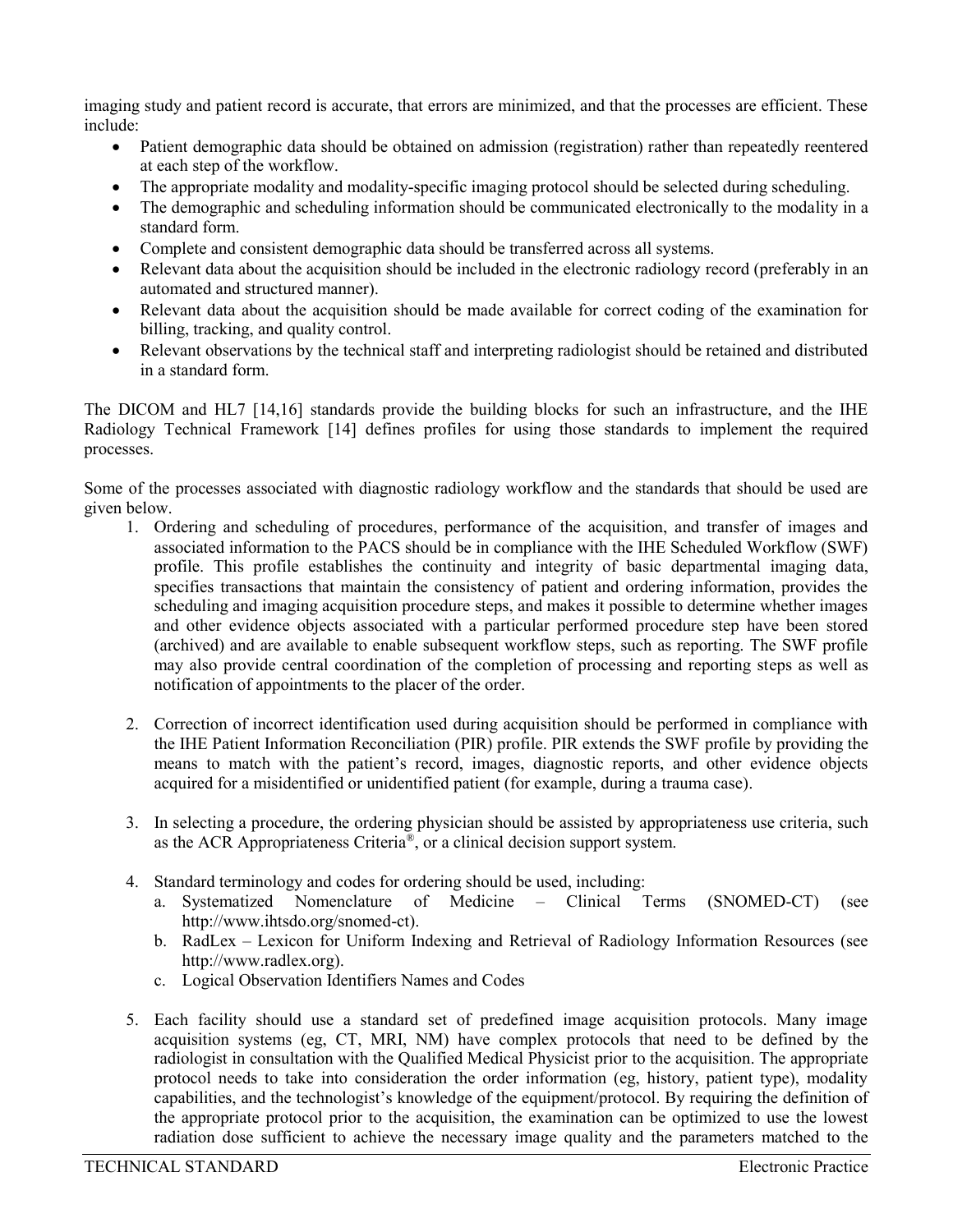imaging study and patient record is accurate, that errors are minimized, and that the processes are efficient. These include:

- Patient demographic data should be obtained on admission (registration) rather than repeatedly reentered at each step of the workflow.
- The appropriate modality and modality-specific imaging protocol should be selected during scheduling.
- The demographic and scheduling information should be communicated electronically to the modality in a standard form.
- Complete and consistent demographic data should be transferred across all systems.
- Relevant data about the acquisition should be included in the electronic radiology record (preferably in an automated and structured manner).
- Relevant data about the acquisition should be made available for correct coding of the examination for billing, tracking, and quality control.
- Relevant observations by the technical staff and interpreting radiologist should be retained and distributed in a standard form.

The DICOM and HL7 [14,16] standards provide the building blocks for such an infrastructure, and the IHE Radiology Technical Framework [14] defines profiles for using those standards to implement the required processes.

Some of the processes associated with diagnostic radiology workflow and the standards that should be used are given below.

1. Ordering and scheduling of procedures, performance of the acquisition, and transfer of images and associated information to the PACS should be in compliance with the IHE Scheduled Workflow (SWF) profile. This profile establishes the continuity and integrity of basic departmental imaging data, specifies transactions that maintain the consistency of patient and ordering information, provides the scheduling and imaging acquisition procedure steps, and makes it possible to determine whether images and other evidence objects associated with a particular performed procedure step have been stored (archived) and are available to enable subsequent workflow steps, such as reporting. The SWF profile may also provide central coordination of the completion of processing and reporting steps as well as notification of appointments to the placer of the order.

2. Correction of incorrect identification used during acquisition should be performed in compliance with the IHE Patient Information Reconciliation (PIR) profile. PIR extends the SWF profile by providing the means to match with the patient's record, images, diagnostic reports, and other evidence objects acquired for a misidentified or unidentified patient (for example, during a trauma case).

3. In selecting a procedure, the ordering physician should be assisted by appropriateness use criteria, such as the ACR Appropriateness Criteria®, or a clinical decision support system.

4. Standard terminology and codes for ordering should be used, including:
   a. Systematized Nomenclature of Medicine – Clinical Terms (SNOMED-CT) (see http://www.ihtsdo.org/snomed-ct).
   b. RadLex – Lexicon for Uniform Indexing and Retrieval of Radiology Information Resources (see http://www.radlex.org).
   c. Logical Observation Identifiers Names and Codes

5. Each facility should use a standard set of predefined image acquisition protocols. Many image acquisition systems (eg, CT, MRI, NM) have complex protocols that need to be defined by the radiologist in consultation with the Qualified Medical Physicist prior to the acquisition. The appropriate protocol needs to take into consideration the order information (eg, history, patient type), modality capabilities, and the technologist's knowledge of the equipment/protocol. By requiring the definition of the appropriate protocol prior to the acquisition, the examination can be optimized to use the lowest radiation dose sufficient to achieve the necessary image quality and the parameters matched to the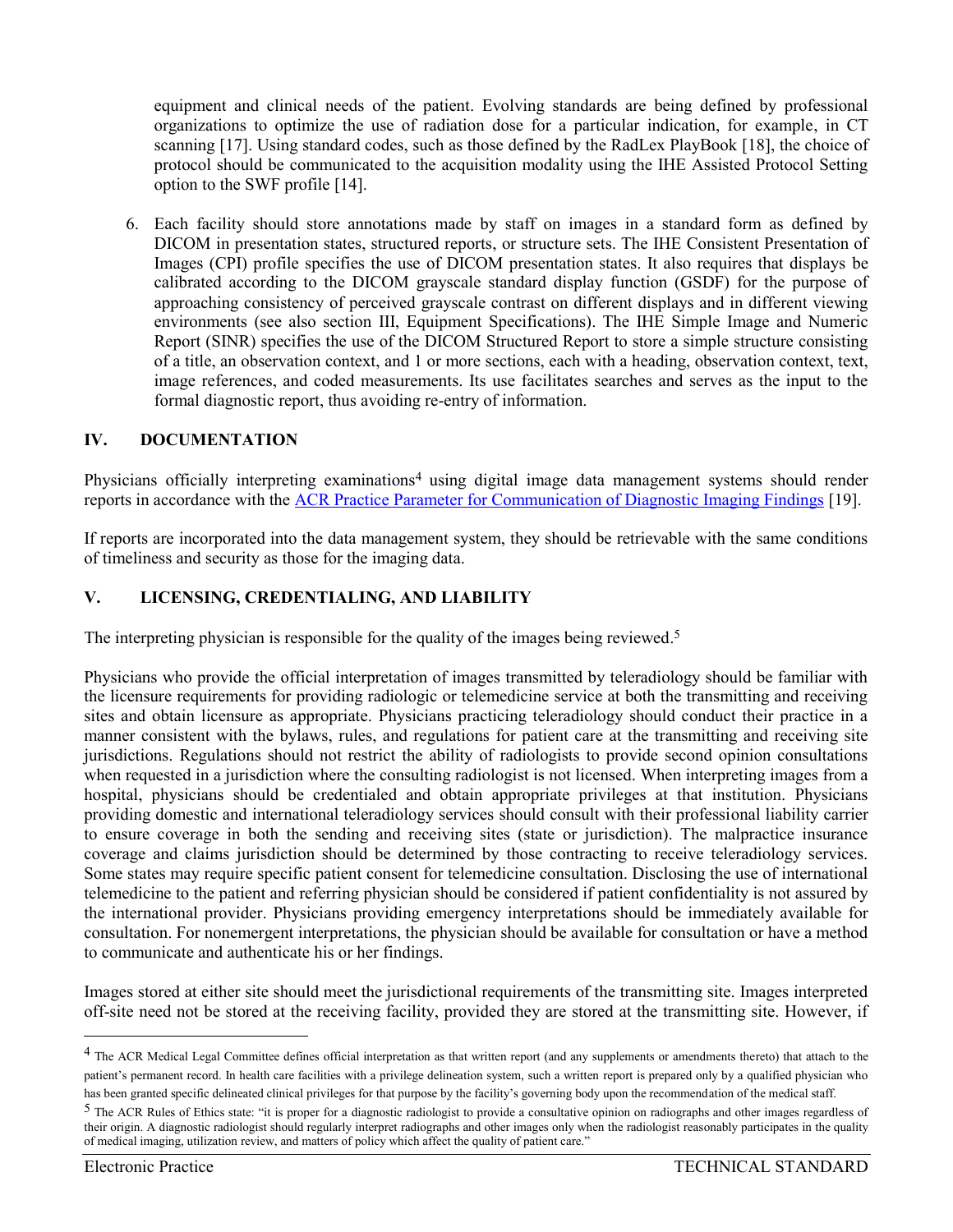equipment and clinical needs of the patient. Evolving standards are being defined by professional organizations to optimize the use of radiation dose for a particular indication, for example, in CT scanning [17]. Using standard codes, such as those defined by the RadLex PlayBook [18], the choice of protocol should be communicated to the acquisition modality using the IHE Assisted Protocol Setting option to the SWF profile [14].

6. Each facility should store annotations made by staff on images in a standard form as defined by DICOM in presentation states, structured reports, or structure sets. The IHE Consistent Presentation of Images (CPI) profile specifies the use of DICOM presentation states. It also requires that displays be calibrated according to the DICOM grayscale standard display function (GSDF) for the purpose of approaching consistency of perceived grayscale contrast on different displays and in different viewing environments (see also section III, Equipment Specifications). The IHE Simple Image and Numeric Report (SINR) specifies the use of the DICOM Structured Report to store a simple structure consisting of a title, an observation context, and 1 or more sections, each with a heading, observation context, text, image references, and coded measurements. Its use facilitates searches and serves as the input to the formal diagnostic report, thus avoiding re-entry of information.

## IV. DOCUMENTATION

Physicians officially interpreting examinations[4] using digital image data management systems should render reports in accordance with the ACR Practice Parameter for Communication of Diagnostic Imaging Findings [19].

If reports are incorporated into the data management system, they should be retrievable with the same conditions of timeliness and security as those for the imaging data.

## V. LICENSING, CREDENTIALING, AND LIABILITY

The interpreting physician is responsible for the quality of the images being reviewed.[5]

Physicians who provide the official interpretation of images transmitted by teleradiology should be familiar with the licensure requirements for providing radiologic or telemedicine service at both the transmitting and receiving sites and obtain licensure as appropriate. Physicians practicing teleradiology should conduct their practice in a manner consistent with the bylaws, rules, and regulations for patient care at the transmitting and receiving site jurisdictions. Regulations should not restrict the ability of radiologists to provide second opinion consultations when requested in a jurisdiction where the consulting radiologist is not licensed. When interpreting images from a hospital, physicians should be credentialed and obtain appropriate privileges at that institution. Physicians providing domestic and international teleradiology services should consult with their professional liability carrier to ensure coverage in both the sending and receiving sites (state or jurisdiction). The malpractice insurance coverage and claims jurisdiction should be determined by those contracting to receive teleradiology services. Some states may require specific patient consent for telemedicine consultation. Disclosing the use of international telemedicine to the patient and referring physician should be considered if patient confidentiality is not assured by the international provider. Physicians providing emergency interpretations should be immediately available for consultation. For nonemergent interpretations, the physician should be available for consultation or have a method to communicate and authenticate his or her findings.

Images stored at either site should meet the jurisdictional requirements of the transmitting site. Images interpreted off-site need not be stored at the receiving facility, provided they are stored at the transmitting site. However, if

---

[4] The ACR Medical Legal Committee defines official interpretation as that written report (and any supplements or amendments thereto) that attach to the patient's permanent record. In health care facilities with a privilege delineation system, such a written report is prepared only by a qualified physician who has been granted specific delineated clinical privileges for that purpose by the facility's governing body upon the recommendation of the medical staff.

[5] The ACR Rules of Ethics state: "it is proper for a diagnostic radiologist to provide a consultative opinion on radiographs and other images regardless of their origin. A diagnostic radiologist should regularly interpret radiographs and other images only when the radiologist reasonably participates in the quality of medical imaging, utilization review, and matters of policy which affect the quality of patient care."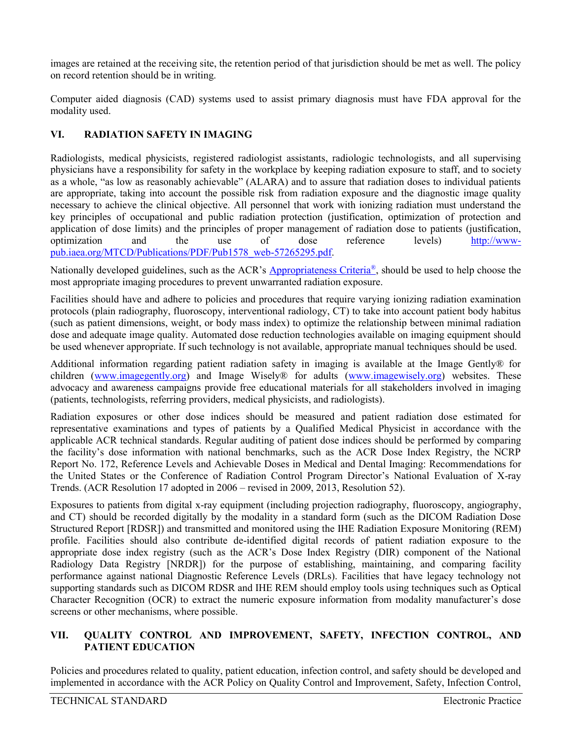images are retained at the receiving site, the retention period of that jurisdiction should be met as well. The policy on record retention should be in writing.

Computer aided diagnosis (CAD) systems used to assist primary diagnosis must have FDA approval for the modality used.

## VI. RADIATION SAFETY IN IMAGING

Radiologists, medical physicists, registered radiologist assistants, radiologic technologists, and all supervising physicians have a responsibility for safety in the workplace by keeping radiation exposure to staff, and to society as a whole, "as low as reasonably achievable" (ALARA) and to assure that radiation doses to individual patients are appropriate, taking into account the possible risk from radiation exposure and the diagnostic image quality necessary to achieve the clinical objective. All personnel that work with ionizing radiation must understand the key principles of occupational and public radiation protection (justification, optimization of protection and application of dose limits) and the principles of proper management of radiation dose to patients (justification, optimization and the use of dose reference levels) http://www-pub.iaea.org/MTCD/Publications/PDF/Pub1578_web-57265295.pdf.

Nationally developed guidelines, such as the ACR's Appropriateness Criteria®, should be used to help choose the most appropriate imaging procedures to prevent unwarranted radiation exposure.

Facilities should have and adhere to policies and procedures that require varying ionizing radiation examination protocols (plain radiography, fluoroscopy, interventional radiology, CT) to take into account patient body habitus (such as patient dimensions, weight, or body mass index) to optimize the relationship between minimal radiation dose and adequate image quality. Automated dose reduction technologies available on imaging equipment should be used whenever appropriate. If such technology is not available, appropriate manual techniques should be used.

Additional information regarding patient radiation safety in imaging is available at the Image Gently® for children (www.imagegently.org) and Image Wisely® for adults (www.imagewisely.org) websites. These advocacy and awareness campaigns provide free educational materials for all stakeholders involved in imaging (patients, technologists, referring providers, medical physicists, and radiologists).

Radiation exposures or other dose indices should be measured and patient radiation dose estimated for representative examinations and types of patients by a Qualified Medical Physicist in accordance with the applicable ACR technical standards. Regular auditing of patient dose indices should be performed by comparing the facility's dose information with national benchmarks, such as the ACR Dose Index Registry, the NCRP Report No. 172, Reference Levels and Achievable Doses in Medical and Dental Imaging: Recommendations for the United States or the Conference of Radiation Control Program Director's National Evaluation of X-ray Trends. (ACR Resolution 17 adopted in 2006 – revised in 2009, 2013, Resolution 52).

Exposures to patients from digital x-ray equipment (including projection radiography, fluoroscopy, angiography, and CT) should be recorded digitally by the modality in a standard form (such as the DICOM Radiation Dose Structured Report [RDSR]) and transmitted and monitored using the IHE Radiation Exposure Monitoring (REM) profile. Facilities should also contribute de-identified digital records of patient radiation exposure to the appropriate dose index registry (such as the ACR's Dose Index Registry (DIR) component of the National Radiology Data Registry [NRDR]) for the purpose of establishing, maintaining, and comparing facility performance against national Diagnostic Reference Levels (DRLs). Facilities that have legacy technology not supporting standards such as DICOM RDSR and IHE REM should employ tools using techniques such as Optical Character Recognition (OCR) to extract the numeric exposure information from modality manufacturer's dose screens or other mechanisms, where possible.

## VII. QUALITY CONTROL AND IMPROVEMENT, SAFETY, INFECTION CONTROL, AND PATIENT EDUCATION

Policies and procedures related to quality, patient education, infection control, and safety should be developed and implemented in accordance with the ACR Policy on Quality Control and Improvement, Safety, Infection Control,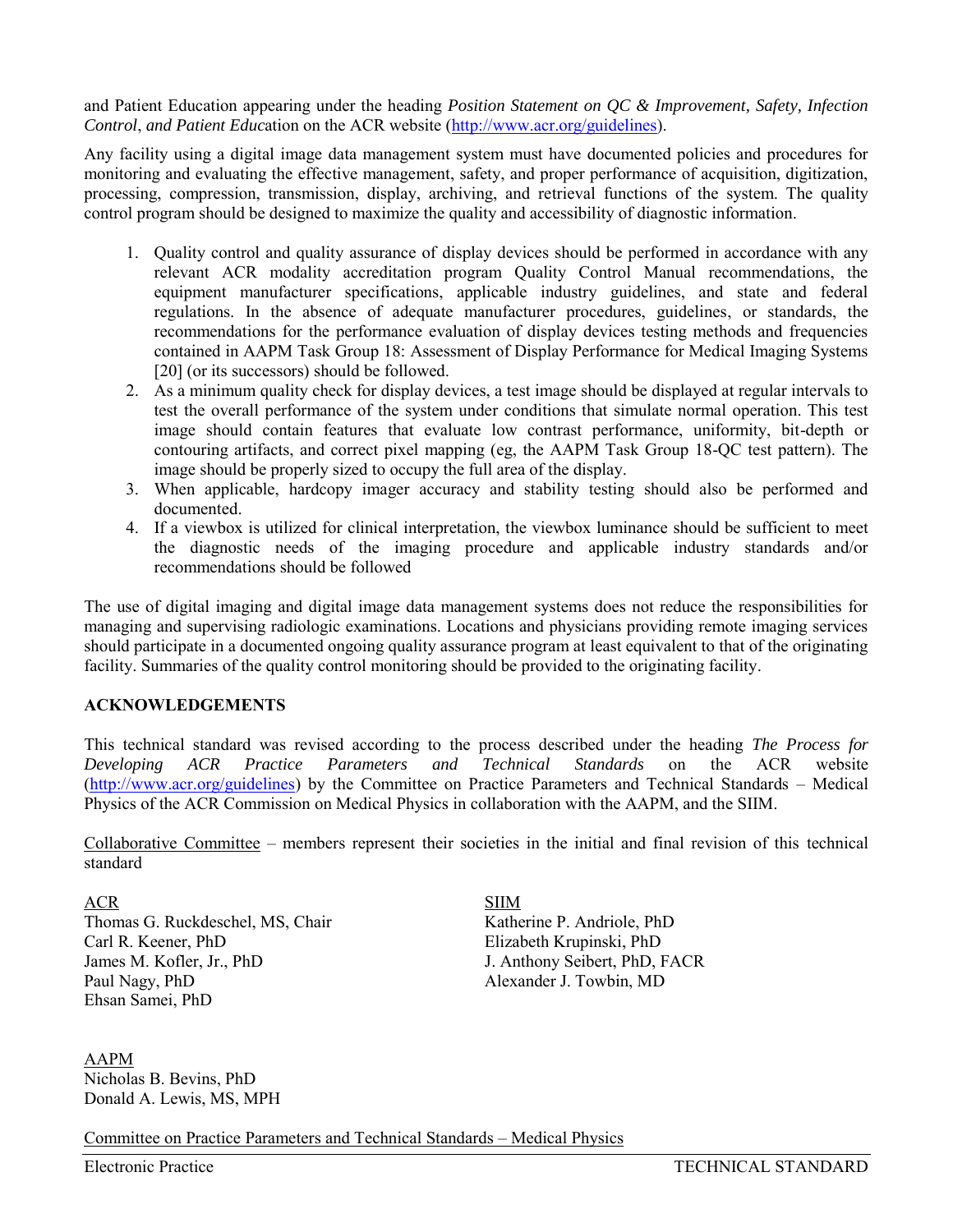and Patient Education appearing under the heading *Position Statement on QC & Improvement, Safety, Infection Control*, *and Patient Educ*ation on the ACR website (http://www.acr.org/guidelines).

Any facility using a digital image data management system must have documented policies and procedures for monitoring and evaluating the effective management, safety, and proper performance of acquisition, digitization, processing, compression, transmission, display, archiving, and retrieval functions of the system. The quality control program should be designed to maximize the quality and accessibility of diagnostic information.

1. Quality control and quality assurance of display devices should be performed in accordance with any relevant ACR modality accreditation program Quality Control Manual recommendations, the equipment manufacturer specifications, applicable industry guidelines, and state and federal regulations. In the absence of adequate manufacturer procedures, guidelines, or standards, the recommendations for the performance evaluation of display devices testing methods and frequencies contained in AAPM Task Group 18: Assessment of Display Performance for Medical Imaging Systems [20] (or its successors) should be followed.
2. As a minimum quality check for display devices, a test image should be displayed at regular intervals to test the overall performance of the system under conditions that simulate normal operation. This test image should contain features that evaluate low contrast performance, uniformity, bit-depth or contouring artifacts, and correct pixel mapping (eg, the AAPM Task Group 18-QC test pattern). The image should be properly sized to occupy the full area of the display.
3. When applicable, hardcopy imager accuracy and stability testing should also be performed and documented.
4. If a viewbox is utilized for clinical interpretation, the viewbox luminance should be sufficient to meet the diagnostic needs of the imaging procedure and applicable industry standards and/or recommendations should be followed

The use of digital imaging and digital image data management systems does not reduce the responsibilities for managing and supervising radiologic examinations. Locations and physicians providing remote imaging services should participate in a documented ongoing quality assurance program at least equivalent to that of the originating facility. Summaries of the quality control monitoring should be provided to the originating facility.

## ACKNOWLEDGEMENTS

This technical standard was revised according to the process described under the heading *The Process for Developing ACR Practice Parameters and Technical Standards* on the ACR website (http://www.acr.org/guidelines) by the Committee on Practice Parameters and Technical Standards – Medical Physics of the ACR Commission on Medical Physics in collaboration with the AAPM, and the SIIM.

Collaborative Committee – members represent their societies in the initial and final revision of this technical standard

ACR
Thomas G. Ruckdeschel, MS, Chair
Carl R. Keener, PhD
James M. Kofler, Jr., PhD
Paul Nagy, PhD
Ehsan Samei, PhD

SIIM
Katherine P. Andriole, PhD
Elizabeth Krupinski, PhD
J. Anthony Seibert, PhD, FACR
Alexander J. Towbin, MD

AAPM
Nicholas B. Bevins, PhD
Donald A. Lewis, MS, MPH

Committee on Practice Parameters and Technical Standards – Medical Physics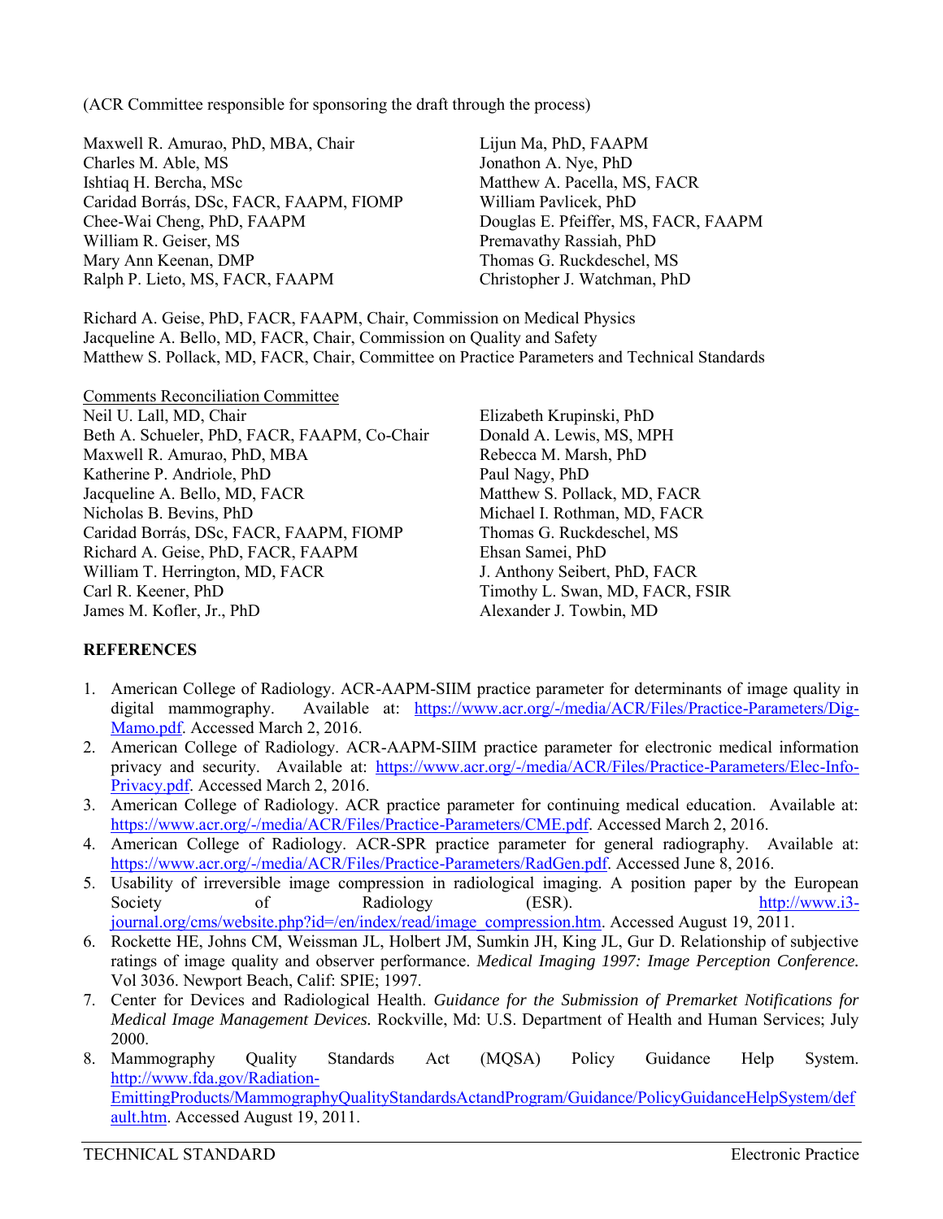(ACR Committee responsible for sponsoring the draft through the process)

Maxwell R. Amurao, PhD, MBA, Chair
Charles M. Able, MS
Ishtiaq H. Bercha, MSc
Caridad Borrás, DSc, FACR, FAAPM, FIOMP
Chee-Wai Cheng, PhD, FAAPM
William R. Geiser, MS
Mary Ann Keenan, DMP
Ralph P. Lieto, MS, FACR, FAAPM
Lijun Ma, PhD, FAAPM
Jonathon A. Nye, PhD
Matthew A. Pacella, MS, FACR
William Pavlicek, PhD
Douglas E. Pfeiffer, MS, FACR, FAAPM
Premavathy Rassiah, PhD
Thomas G. Ruckdeschel, MS
Christopher J. Watchman, PhD

Richard A. Geise, PhD, FACR, FAAPM, Chair, Commission on Medical Physics
Jacqueline A. Bello, MD, FACR, Chair, Commission on Quality and Safety
Matthew S. Pollack, MD, FACR, Chair, Committee on Practice Parameters and Technical Standards

Comments Reconciliation Committee
Neil U. Lall, MD, Chair
Beth A. Schueler, PhD, FACR, FAAPM, Co-Chair
Maxwell R. Amurao, PhD, MBA
Katherine P. Andriole, PhD
Jacqueline A. Bello, MD, FACR
Nicholas B. Bevins, PhD
Caridad Borrás, DSc, FACR, FAAPM, FIOMP
Richard A. Geise, PhD, FACR, FAAPM
William T. Herrington, MD, FACR
Carl R. Keener, PhD
James M. Kofler, Jr., PhD
Elizabeth Krupinski, PhD
Donald A. Lewis, MS, MPH
Rebecca M. Marsh, PhD
Paul Nagy, PhD
Matthew S. Pollack, MD, FACR
Michael I. Rothman, MD, FACR
Thomas G. Ruckdeschel, MS
Ehsan Samei, PhD
J. Anthony Seibert, PhD, FACR
Timothy L. Swan, MD, FACR, FSIR
Alexander J. Towbin, MD

**REFERENCES**

1. American College of Radiology. ACR-AAPM-SIIM practice parameter for determinants of image quality in digital mammography. Available at: https://www.acr.org/-/media/ACR/Files/Practice-Parameters/Dig-Mamo.pdf. Accessed March 2, 2016.
2. American College of Radiology. ACR-AAPM-SIIM practice parameter for electronic medical information privacy and security. Available at: https://www.acr.org/-/media/ACR/Files/Practice-Parameters/Elec-Info-Privacy.pdf. Accessed March 2, 2016.
3. American College of Radiology. ACR practice parameter for continuing medical education. Available at: https://www.acr.org/-/media/ACR/Files/Practice-Parameters/CME.pdf. Accessed March 2, 2016.
4. American College of Radiology. ACR-SPR practice parameter for general radiography. Available at: https://www.acr.org/-/media/ACR/Files/Practice-Parameters/RadGen.pdf. Accessed June 8, 2016.
5. Usability of irreversible image compression in radiological imaging. A position paper by the European Society of Radiology (ESR). http://www.i3-journal.org/cms/website.php?id=/en/index/read/image_compression.htm. Accessed August 19, 2011.
6. Rockette HE, Johns CM, Weissman JL, Holbert JM, Sumkin JH, King JL, Gur D. Relationship of subjective ratings of image quality and observer performance. *Medical Imaging 1997: Image Perception Conference.* Vol 3036. Newport Beach, Calif: SPIE; 1997.
7. Center for Devices and Radiological Health. *Guidance for the Submission of Premarket Notifications for Medical Image Management Devices.* Rockville, Md: U.S. Department of Health and Human Services; July 2000.
8. Mammography Quality Standards Act (MQSA) Policy Guidance Help System. http://www.fda.gov/Radiation-EmittingProducts/MammographyQualityStandardsActandProgram/Guidance/PolicyGuidanceHelpSystem/default.htm. Accessed August 19, 2011.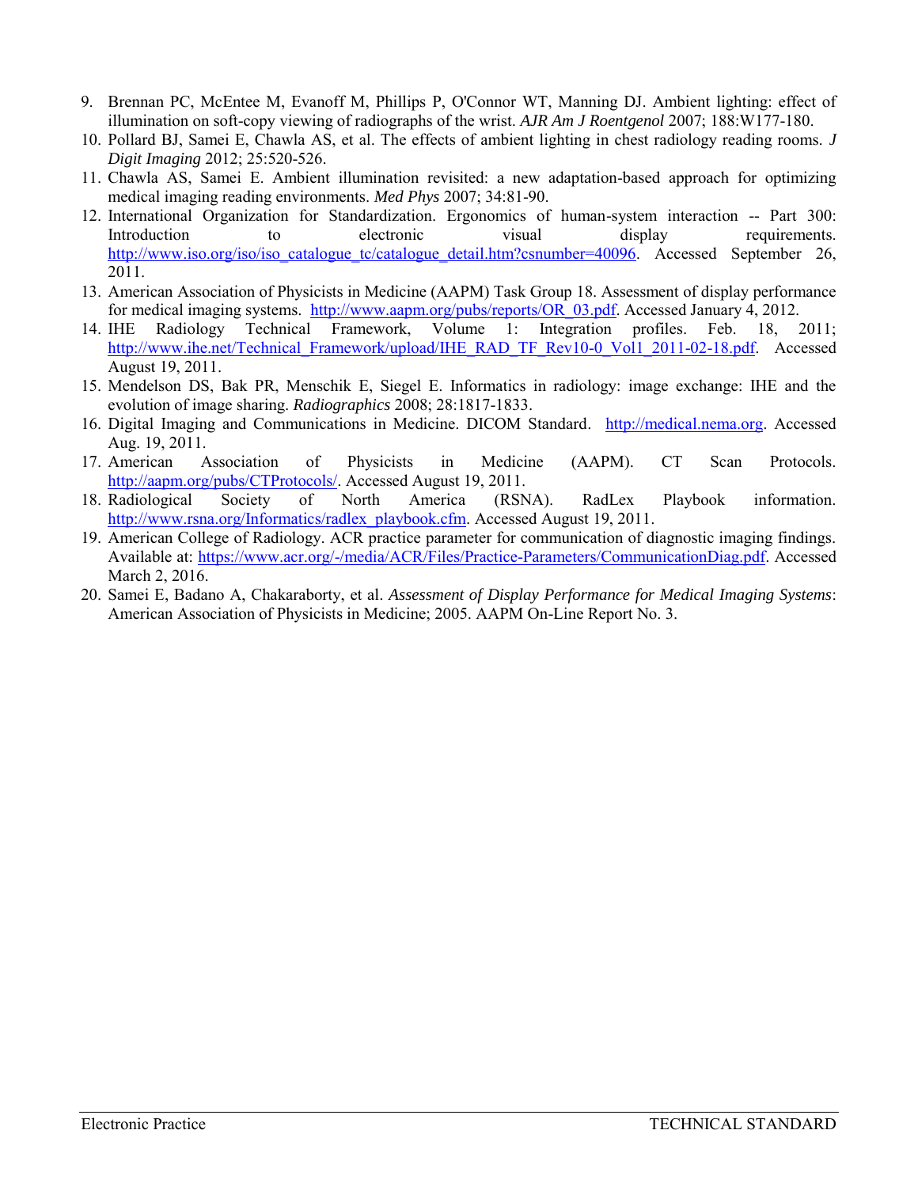9. Brennan PC, McEntee M, Evanoff M, Phillips P, O'Connor WT, Manning DJ. Ambient lighting: effect of illumination on soft-copy viewing of radiographs of the wrist. *AJR Am J Roentgenol* 2007; 188:W177-180.
10. Pollard BJ, Samei E, Chawla AS, et al. The effects of ambient lighting in chest radiology reading rooms. *J Digit Imaging* 2012; 25:520-526.
11. Chawla AS, Samei E. Ambient illumination revisited: a new adaptation-based approach for optimizing medical imaging reading environments. *Med Phys* 2007; 34:81-90.
12. International Organization for Standardization. Ergonomics of human-system interaction -- Part 300: Introduction to electronic visual display requirements. http://www.iso.org/iso/iso_catalogue_tc/catalogue_detail.htm?csnumber=40096. Accessed September 26, 2011.
13. American Association of Physicists in Medicine (AAPM) Task Group 18. Assessment of display performance for medical imaging systems. http://www.aapm.org/pubs/reports/OR_03.pdf. Accessed January 4, 2012.
14. IHE Radiology Technical Framework, Volume 1: Integration profiles. Feb. 18, 2011; http://www.ihe.net/Technical_Framework/upload/IHE_RAD_TF_Rev10-0_Vol1_2011-02-18.pdf. Accessed August 19, 2011.
15. Mendelson DS, Bak PR, Menschik E, Siegel E. Informatics in radiology: image exchange: IHE and the evolution of image sharing. *Radiographics* 2008; 28:1817-1833.
16. Digital Imaging and Communications in Medicine. DICOM Standard. http://medical.nema.org. Accessed Aug. 19, 2011.
17. American Association of Physicists in Medicine (AAPM). CT Scan Protocols. http://aapm.org/pubs/CTProtocols/. Accessed August 19, 2011.
18. Radiological Society of North America (RSNA). RadLex Playbook information. http://www.rsna.org/Informatics/radlex_playbook.cfm. Accessed August 19, 2011.
19. American College of Radiology. ACR practice parameter for communication of diagnostic imaging findings. Available at: https://www.acr.org/-/media/ACR/Files/Practice-Parameters/CommunicationDiag.pdf. Accessed March 2, 2016.
20. Samei E, Badano A, Chakaraborty, et al. *Assessment of Display Performance for Medical Imaging Systems*: American Association of Physicists in Medicine; 2005. AAPM On-Line Report No. 3.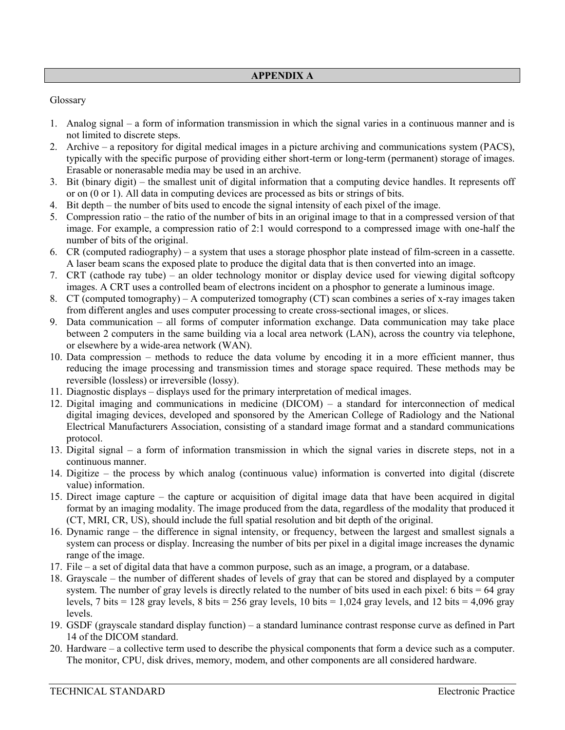## APPENDIX A

Glossary

1. Analog signal – a form of information transmission in which the signal varies in a continuous manner and is not limited to discrete steps.
2. Archive – a repository for digital medical images in a picture archiving and communications system (PACS), typically with the specific purpose of providing either short-term or long-term (permanent) storage of images. Erasable or nonerasable media may be used in an archive.
3. Bit (binary digit) – the smallest unit of digital information that a computing device handles. It represents off or on (0 or 1). All data in computing devices are processed as bits or strings of bits.
4. Bit depth – the number of bits used to encode the signal intensity of each pixel of the image.
5. Compression ratio – the ratio of the number of bits in an original image to that in a compressed version of that image. For example, a compression ratio of 2:1 would correspond to a compressed image with one-half the number of bits of the original.
6. CR (computed radiography) – a system that uses a storage phosphor plate instead of film-screen in a cassette. A laser beam scans the exposed plate to produce the digital data that is then converted into an image.
7. CRT (cathode ray tube) – an older technology monitor or display device used for viewing digital softcopy images. A CRT uses a controlled beam of electrons incident on a phosphor to generate a luminous image.
8. CT (computed tomography) – A computerized tomography (CT) scan combines a series of x-ray images taken from different angles and uses computer processing to create cross-sectional images, or slices.
9. Data communication – all forms of computer information exchange. Data communication may take place between 2 computers in the same building via a local area network (LAN), across the country via telephone, or elsewhere by a wide-area network (WAN).
10. Data compression – methods to reduce the data volume by encoding it in a more efficient manner, thus reducing the image processing and transmission times and storage space required. These methods may be reversible (lossless) or irreversible (lossy).
11. Diagnostic displays – displays used for the primary interpretation of medical images.
12. Digital imaging and communications in medicine (DICOM) – a standard for interconnection of medical digital imaging devices, developed and sponsored by the American College of Radiology and the National Electrical Manufacturers Association, consisting of a standard image format and a standard communications protocol.
13. Digital signal – a form of information transmission in which the signal varies in discrete steps, not in a continuous manner.
14. Digitize – the process by which analog (continuous value) information is converted into digital (discrete value) information.
15. Direct image capture – the capture or acquisition of digital image data that have been acquired in digital format by an imaging modality. The image produced from the data, regardless of the modality that produced it (CT, MRI, CR, US), should include the full spatial resolution and bit depth of the original.
16. Dynamic range – the difference in signal intensity, or frequency, between the largest and smallest signals a system can process or display. Increasing the number of bits per pixel in a digital image increases the dynamic range of the image.
17. File – a set of digital data that have a common purpose, such as an image, a program, or a database.
18. Grayscale – the number of different shades of levels of gray that can be stored and displayed by a computer system. The number of gray levels is directly related to the number of bits used in each pixel: 6 bits = 64 gray levels, 7 bits = 128 gray levels, 8 bits = 256 gray levels, 10 bits = 1,024 gray levels, and 12 bits = 4,096 gray levels.
19. GSDF (grayscale standard display function) – a standard luminance contrast response curve as defined in Part 14 of the DICOM standard.
20. Hardware – a collective term used to describe the physical components that form a device such as a computer. The monitor, CPU, disk drives, memory, modem, and other components are all considered hardware.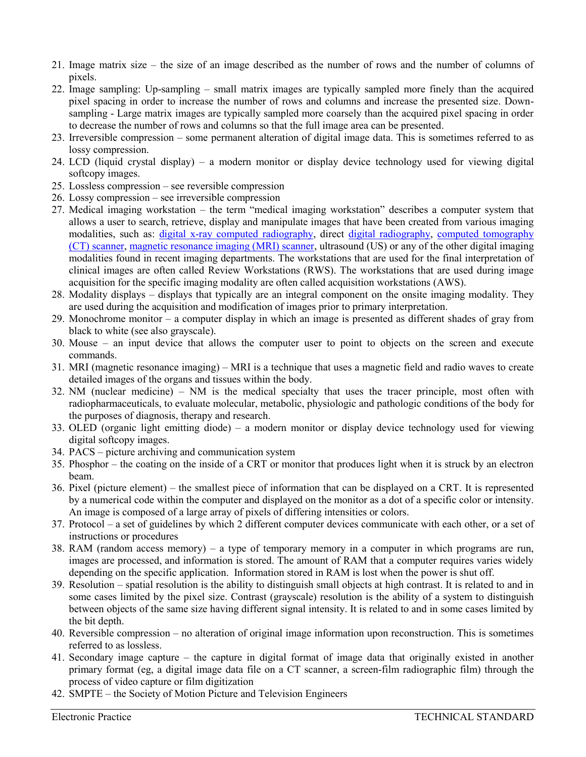21. Image matrix size – the size of an image described as the number of rows and the number of columns of pixels.
22. Image sampling: Up-sampling – small matrix images are typically sampled more finely than the acquired pixel spacing in order to increase the number of rows and columns and increase the presented size. Down-sampling - Large matrix images are typically sampled more coarsely than the acquired pixel spacing in order to decrease the number of rows and columns so that the full image area can be presented.
23. Irreversible compression – some permanent alteration of digital image data. This is sometimes referred to as lossy compression.
24. LCD (liquid crystal display) – a modern monitor or display device technology used for viewing digital softcopy images.
25. Lossless compression – see reversible compression
26. Lossy compression – see irreversible compression
27. Medical imaging workstation – the term "medical imaging workstation" describes a computer system that allows a user to search, retrieve, display and manipulate images that have been created from various imaging modalities, such as: digital x-ray computed radiography, direct digital radiography, computed tomography (CT) scanner, magnetic resonance imaging (MRI) scanner, ultrasound (US) or any of the other digital imaging modalities found in recent imaging departments. The workstations that are used for the final interpretation of clinical images are often called Review Workstations (RWS). The workstations that are used during image acquisition for the specific imaging modality are often called acquisition workstations (AWS).
28. Modality displays – displays that typically are an integral component on the onsite imaging modality. They are used during the acquisition and modification of images prior to primary interpretation.
29. Monochrome monitor – a computer display in which an image is presented as different shades of gray from black to white (see also grayscale).
30. Mouse – an input device that allows the computer user to point to objects on the screen and execute commands.
31. MRI (magnetic resonance imaging) – MRI is a technique that uses a magnetic field and radio waves to create detailed images of the organs and tissues within the body.
32. NM (nuclear medicine) – NM is the medical specialty that uses the tracer principle, most often with radiopharmaceuticals, to evaluate molecular, metabolic, physiologic and pathologic conditions of the body for the purposes of diagnosis, therapy and research.
33. OLED (organic light emitting diode) – a modern monitor or display device technology used for viewing digital softcopy images.
34. PACS – picture archiving and communication system
35. Phosphor – the coating on the inside of a CRT or monitor that produces light when it is struck by an electron beam.
36. Pixel (picture element) – the smallest piece of information that can be displayed on a CRT. It is represented by a numerical code within the computer and displayed on the monitor as a dot of a specific color or intensity. An image is composed of a large array of pixels of differing intensities or colors.
37. Protocol – a set of guidelines by which 2 different computer devices communicate with each other, or a set of instructions or procedures
38. RAM (random access memory) – a type of temporary memory in a computer in which programs are run, images are processed, and information is stored. The amount of RAM that a computer requires varies widely depending on the specific application. Information stored in RAM is lost when the power is shut off.
39. Resolution – spatial resolution is the ability to distinguish small objects at high contrast. It is related to and in some cases limited by the pixel size. Contrast (grayscale) resolution is the ability of a system to distinguish between objects of the same size having different signal intensity. It is related to and in some cases limited by the bit depth.
40. Reversible compression – no alteration of original image information upon reconstruction. This is sometimes referred to as lossless.
41. Secondary image capture – the capture in digital format of image data that originally existed in another primary format (eg, a digital image data file on a CT scanner, a screen-film radiographic film) through the process of video capture or film digitization
42. SMPTE – the Society of Motion Picture and Television Engineers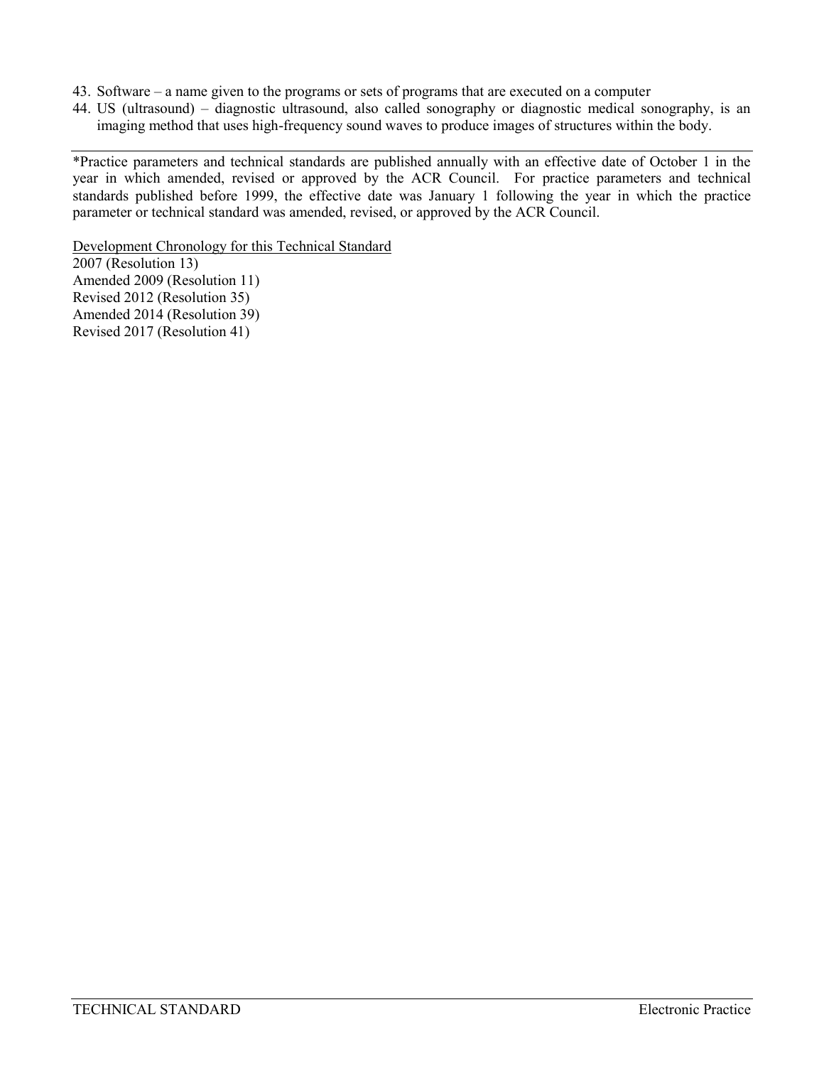43. Software – a name given to the programs or sets of programs that are executed on a computer
44. US (ultrasound) – diagnostic ultrasound, also called sonography or diagnostic medical sonography, is an imaging method that uses high-frequency sound waves to produce images of structures within the body.

---

*Practice parameters and technical standards are published annually with an effective date of October 1 in the year in which amended, revised or approved by the ACR Council. For practice parameters and technical standards published before 1999, the effective date was January 1 following the year in which the practice parameter or technical standard was amended, revised, or approved by the ACR Council.

<u>Development Chronology for this Technical Standard</u>
2007 (Resolution 13)
Amended 2009 (Resolution 11)
Revised 2012 (Resolution 35)
Amended 2014 (Resolution 39)
Revised 2017 (Resolution 41)